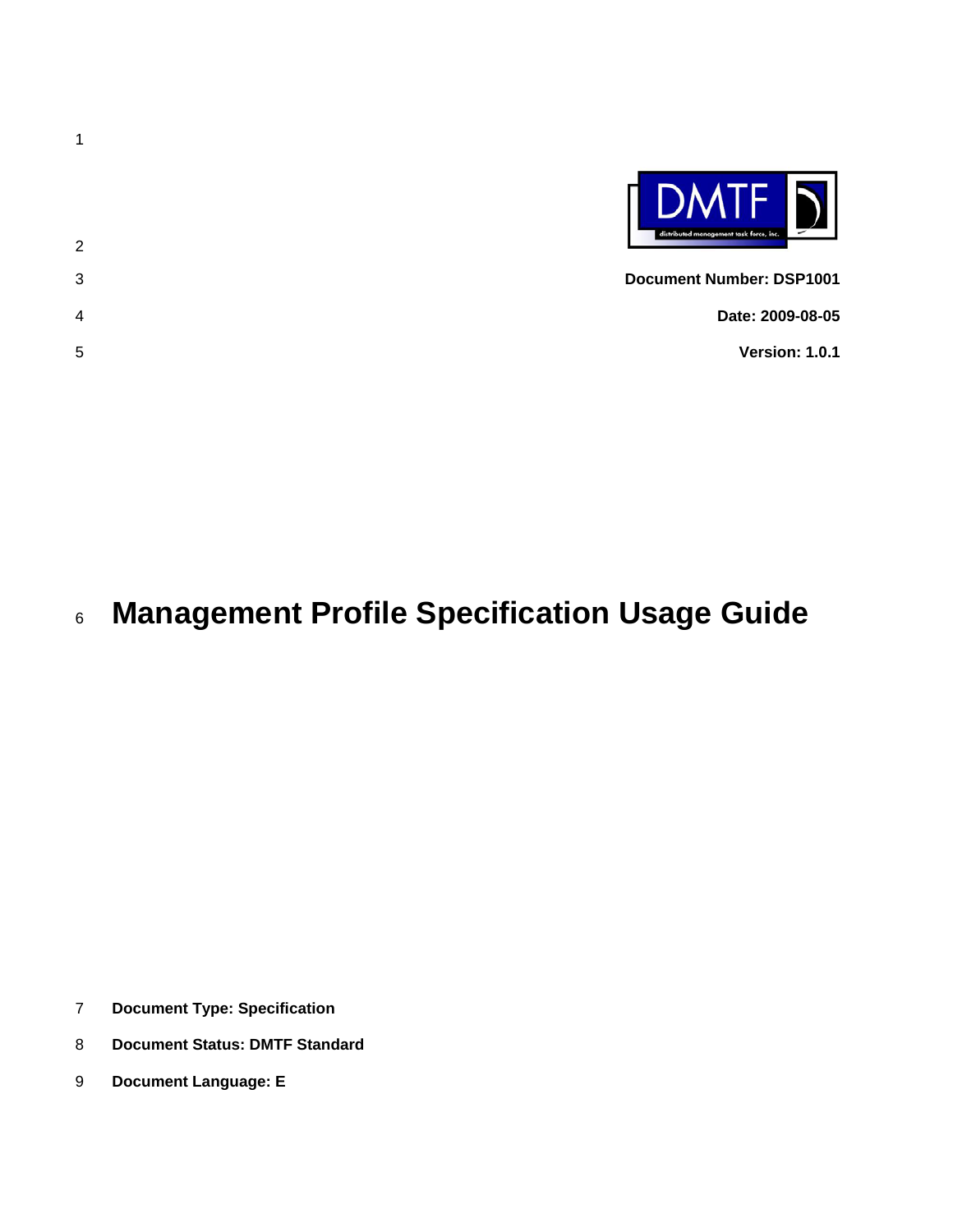Document Number: DSP1001

Date: 2009-08-05

Version: 1.0.1

# Management Profile Specification Usage Guide

**Document Type: Specification**

**Document Status: DMTF Standard**

**Document Language: E**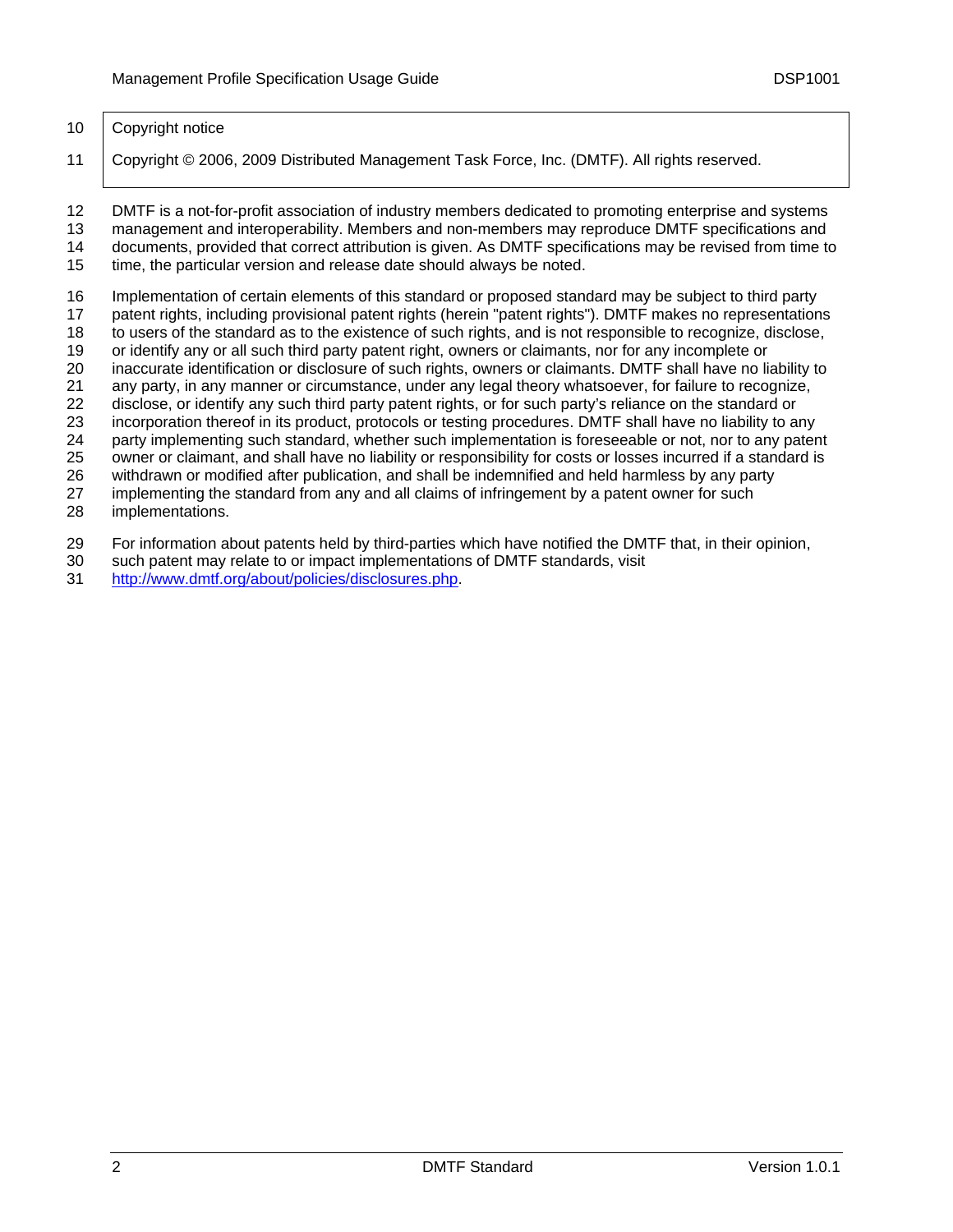Copyright notice

Copyright © 2006, 2009 Distributed Management Task Force, Inc. (DMTF). All rights reserved.

DMTF is a not-for-profit association of industry members dedicated to promoting enterprise and systems management and interoperability. Members and non-members may reproduce DMTF specifications and documents, provided that correct attribution is given. As DMTF specifications may be revised from time to time, the particular version and release date should always be noted.

Implementation of certain elements of this standard or proposed standard may be subject to third party patent rights, including provisional patent rights (herein "patent rights"). DMTF makes no representations to users of the standard as to the existence of such rights, and is not responsible to recognize, disclose, or identify any or all such third party patent right, owners or claimants, nor for any incomplete or inaccurate identification or disclosure of such rights, owners or claimants. DMTF shall have no liability to any party, in any manner or circumstance, under any legal theory whatsoever, for failure to recognize, disclose, or identify any such third party patent rights, or for such party's reliance on the standard or incorporation thereof in its product, protocols or testing procedures. DMTF shall have no liability to any party implementing such standard, whether such implementation is foreseeable or not, nor to any patent owner or claimant, and shall have no liability or responsibility for costs or losses incurred if a standard is withdrawn or modified after publication, and shall be indemnified and held harmless by any party implementing the standard from any and all claims of infringement by a patent owner for such implementations.

For information about patents held by third-parties which have notified the DMTF that, in their opinion, such patent may relate to or impact implementations of DMTF standards, visit http://www.dmtf.org/about/policies/disclosures.php.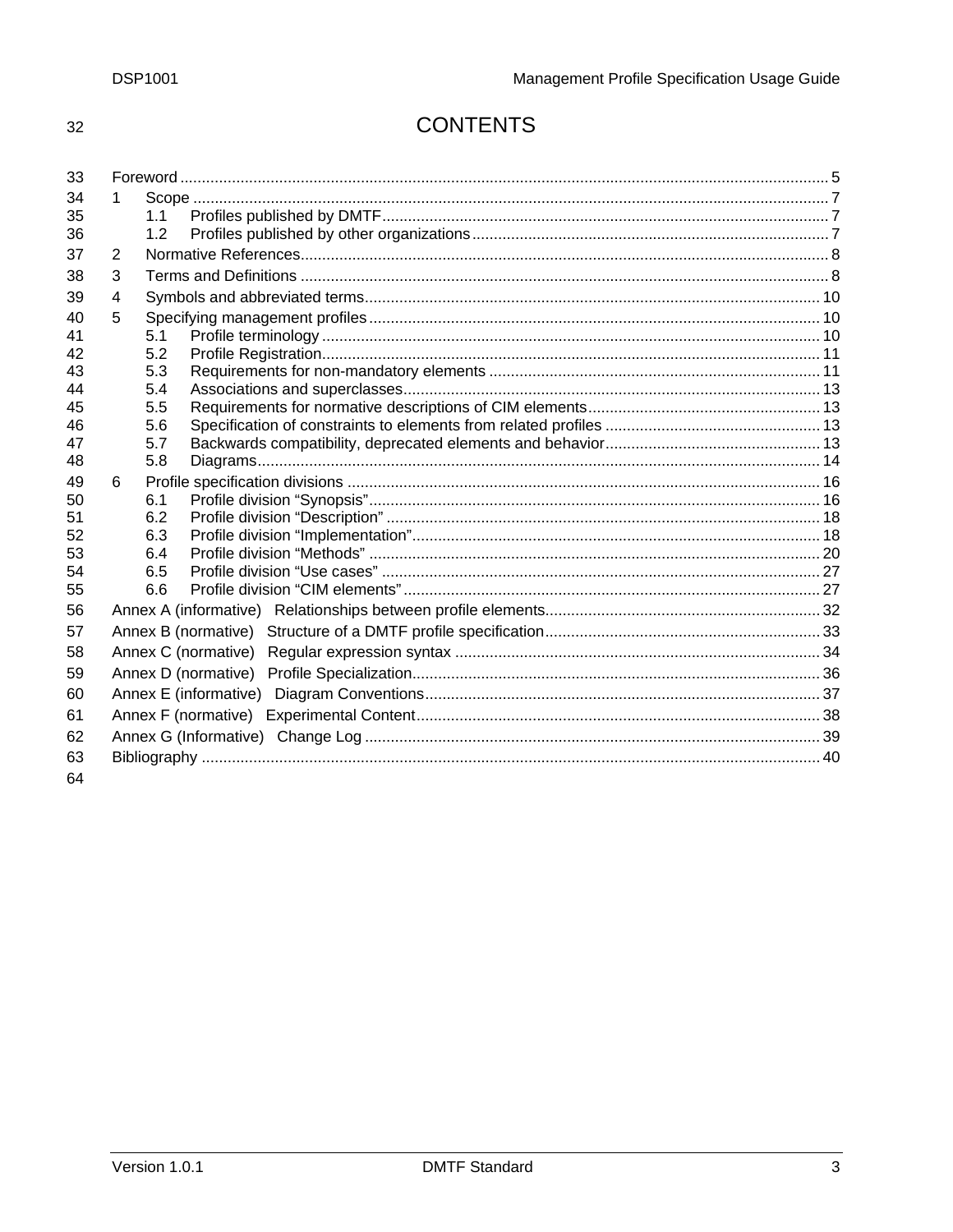# CONTENTS

- Foreword ..... 5
- 1 Scope ..... 7
  - 1.1 Profiles published by DMTF ..... 7
  - 1.2 Profiles published by other organizations ..... 7
- 2 Normative References ..... 8
- 3 Terms and Definitions ..... 8
- 4 Symbols and abbreviated terms ..... 10
- 5 Specifying management profiles ..... 10
  - 5.1 Profile terminology ..... 10
  - 5.2 Profile Registration ..... 11
  - 5.3 Requirements for non-mandatory elements ..... 11
  - 5.4 Associations and superclasses ..... 13
  - 5.5 Requirements for normative descriptions of CIM elements ..... 13
  - 5.6 Specification of constraints to elements from related profiles ..... 13
  - 5.7 Backwards compatibility, deprecated elements and behavior ..... 13
  - 5.8 Diagrams ..... 14
- 6 Profile specification divisions ..... 16
  - 6.1 Profile division “Synopsis” ..... 16
  - 6.2 Profile division “Description” ..... 18
  - 6.3 Profile division “Implementation” ..... 18
  - 6.4 Profile division “Methods” ..... 20
  - 6.5 Profile division “Use cases” ..... 27
  - 6.6 Profile division “CIM elements” ..... 27
- Annex A (informative) Relationships between profile elements ..... 32
- Annex B (normative) Structure of a DMTF profile specification ..... 33
- Annex C (normative) Regular expression syntax ..... 34
- Annex D (normative) Profile Specialization ..... 36
- Annex E (informative) Diagram Conventions ..... 37
- Annex F (normative) Experimental Content ..... 38
- Annex G (Informative) Change Log ..... 39
- Bibliography ..... 40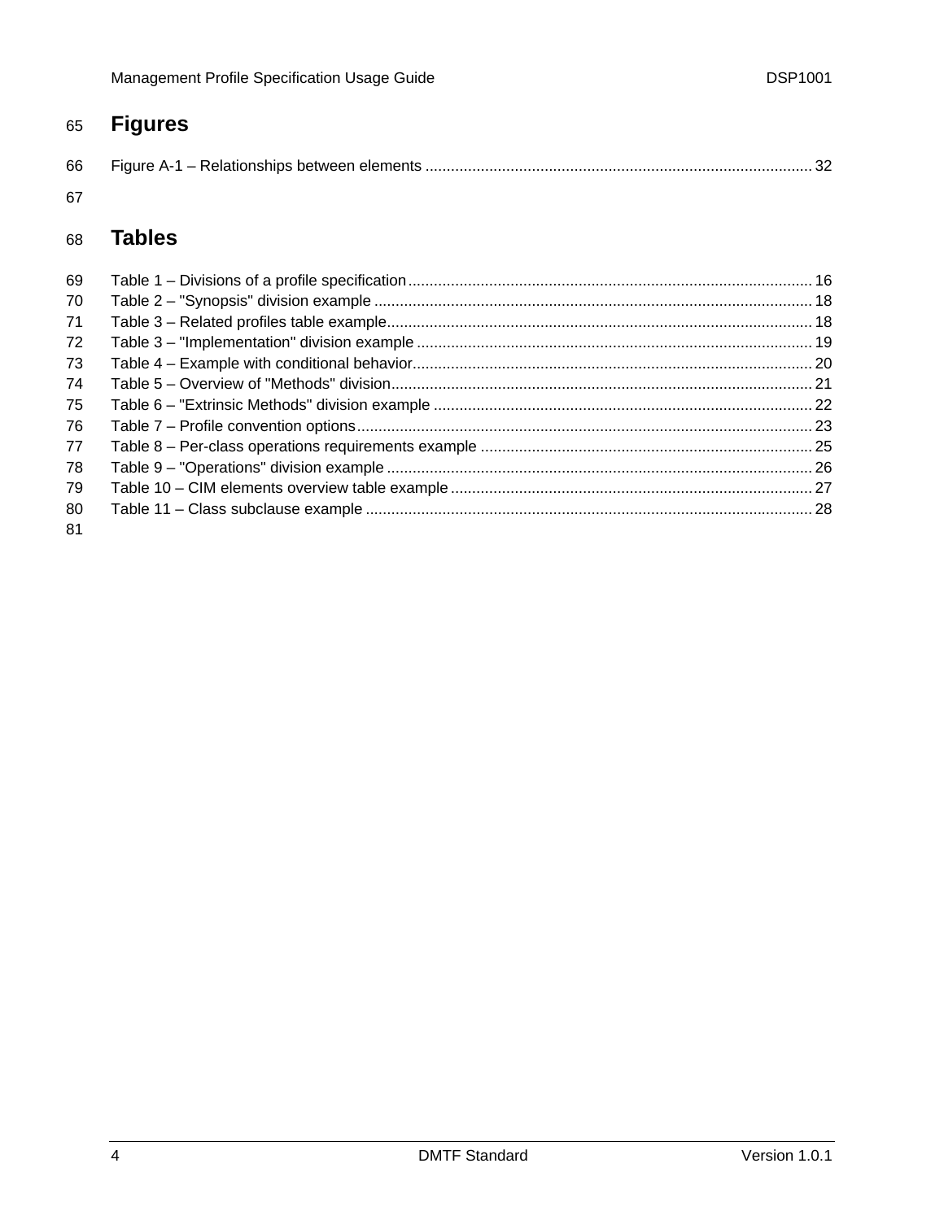# Figures

Figure A-1 – Relationships between elements .......................................................................................... 32

# Tables

Table 1 – Divisions of a profile specification .............................................................................................. 16
Table 2 – "Synopsis" division example ...................................................................................................... 18
Table 3 – Related profiles table example ................................................................................................... 18
Table 3 – "Implementation" division example ............................................................................................ 19
Table 4 – Example with conditional behavior ............................................................................................. 20
Table 5 – Overview of "Methods" division .................................................................................................. 21
Table 6 – "Extrinsic Methods" division example ........................................................................................ 22
Table 7 – Profile convention options .......................................................................................................... 23
Table 8 – Per-class operations requirements example ............................................................................. 25
Table 9 – "Operations" division example ................................................................................................... 26
Table 10 – CIM elements overview table example .................................................................................... 27
Table 11 – Class subclause example ........................................................................................................ 28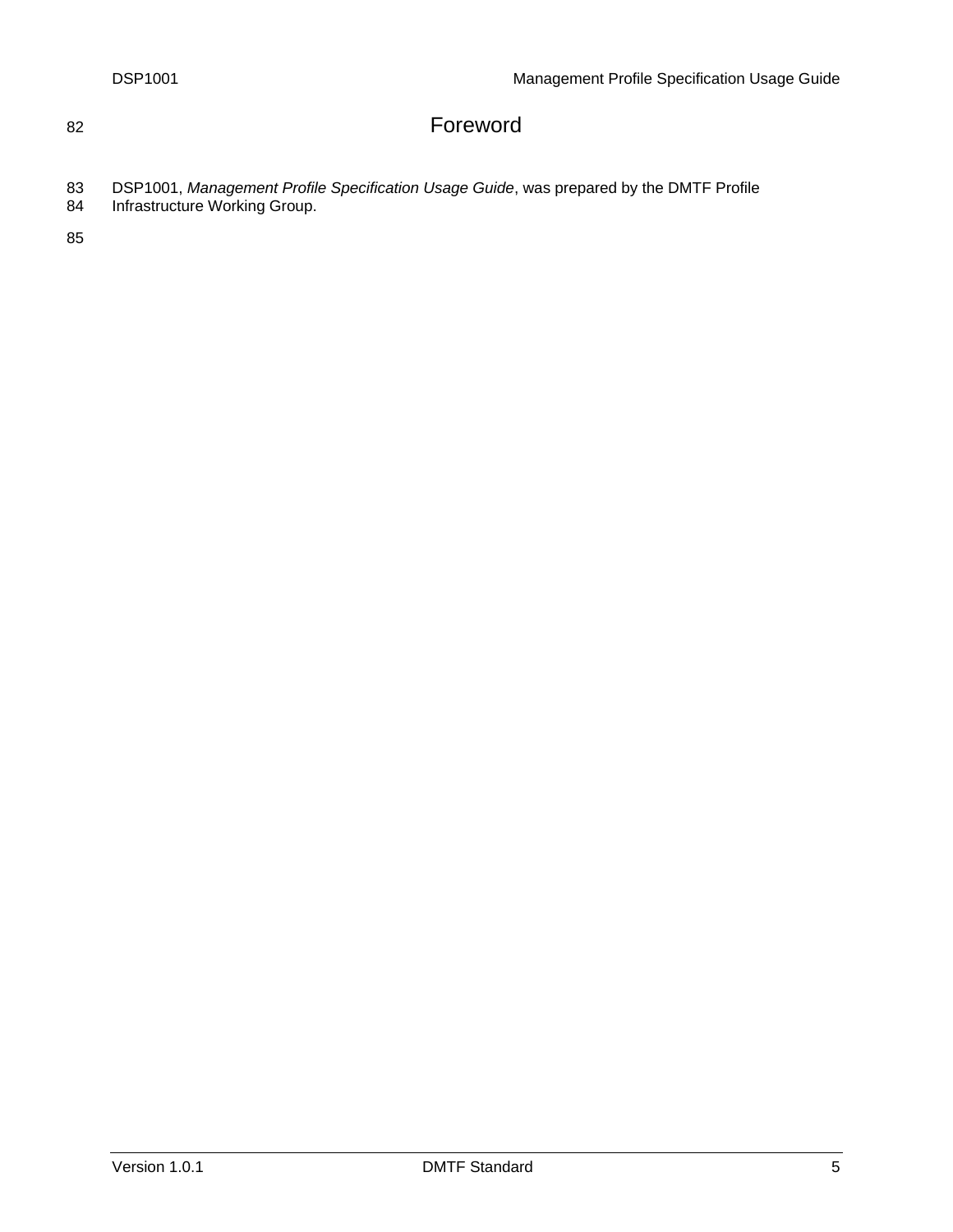# Foreword

DSP1001, *Management Profile Specification Usage Guide*, was prepared by the DMTF Profile Infrastructure Working Group.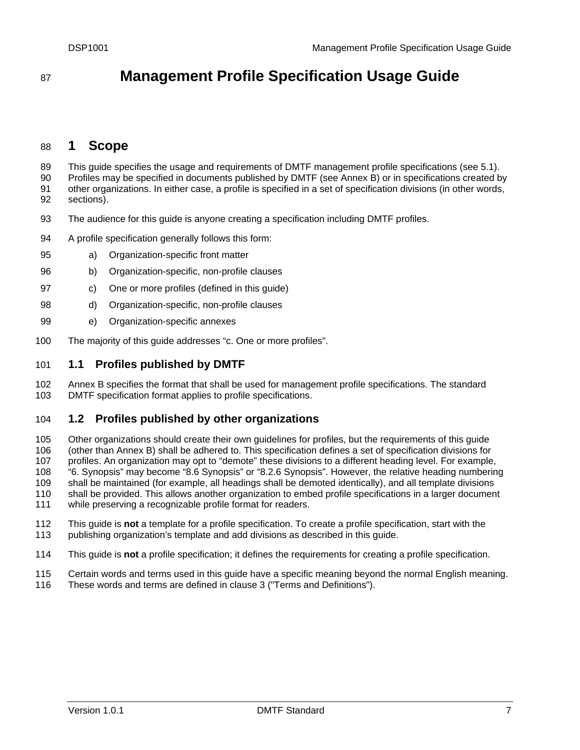# Management Profile Specification Usage Guide

## 1 Scope

This guide specifies the usage and requirements of DMTF management profile specifications (see 5.1). Profiles may be specified in documents published by DMTF (see Annex B) or in specifications created by other organizations. In either case, a profile is specified in a set of specification divisions (in other words, sections).

The audience for this guide is anyone creating a specification including DMTF profiles.

A profile specification generally follows this form:

a) Organization-specific front matter

b) Organization-specific, non-profile clauses

c) One or more profiles (defined in this guide)

d) Organization-specific, non-profile clauses

e) Organization-specific annexes

The majority of this guide addresses "c. One or more profiles".

### 1.1 Profiles published by DMTF

Annex B specifies the format that shall be used for management profile specifications. The standard DMTF specification format applies to profile specifications.

### 1.2 Profiles published by other organizations

Other organizations should create their own guidelines for profiles, but the requirements of this guide (other than Annex B) shall be adhered to. This specification defines a set of specification divisions for profiles. An organization may opt to "demote" these divisions to a different heading level. For example, "6. Synopsis" may become "8.6 Synopsis" or "8.2.6 Synopsis". However, the relative heading numbering shall be maintained (for example, all headings shall be demoted identically), and all template divisions shall be provided. This allows another organization to embed profile specifications in a larger document while preserving a recognizable profile format for readers.

This guide is **not** a template for a profile specification. To create a profile specification, start with the publishing organization's template and add divisions as described in this guide.

This guide is **not** a profile specification; it defines the requirements for creating a profile specification.

Certain words and terms used in this guide have a specific meaning beyond the normal English meaning. These words and terms are defined in clause 3 ("Terms and Definitions").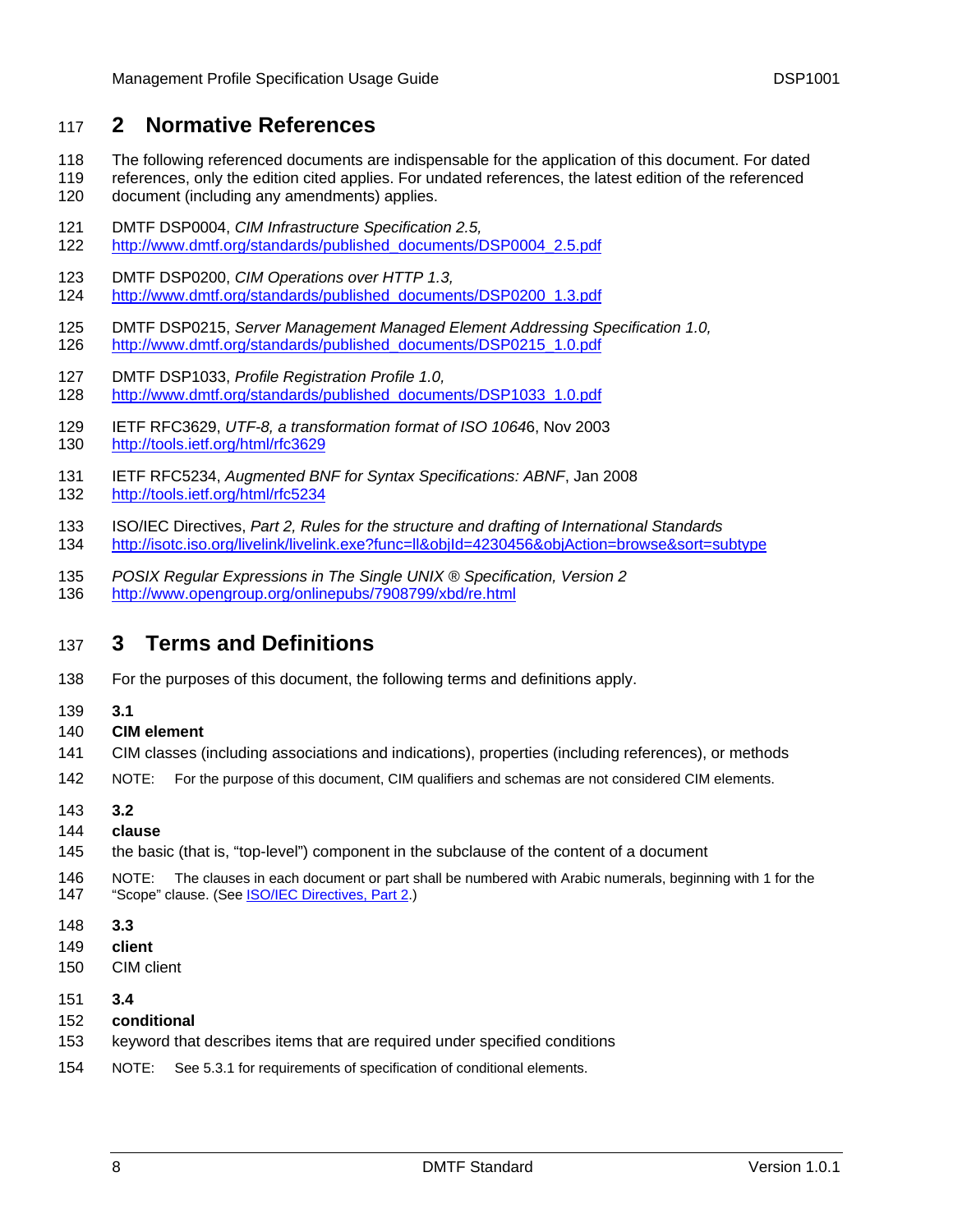## 2 Normative References

The following referenced documents are indispensable for the application of this document. For dated references, only the edition cited applies. For undated references, the latest edition of the referenced document (including any amendments) applies.

DMTF DSP0004, *CIM Infrastructure Specification 2.5,*
http://www.dmtf.org/standards/published_documents/DSP0004_2.5.pdf

DMTF DSP0200, *CIM Operations over HTTP 1.3,*
http://www.dmtf.org/standards/published_documents/DSP0200_1.3.pdf

DMTF DSP0215, *Server Management Managed Element Addressing Specification 1.0,*
http://www.dmtf.org/standards/published_documents/DSP0215_1.0.pdf

DMTF DSP1033, *Profile Registration Profile 1.0,*
http://www.dmtf.org/standards/published_documents/DSP1033_1.0.pdf

IETF RFC3629, *UTF-8, a transformation format of ISO 1064*6, Nov 2003
http://tools.ietf.org/html/rfc3629

IETF RFC5234, *Augmented BNF for Syntax Specifications: ABNF*, Jan 2008
http://tools.ietf.org/html/rfc5234

ISO/IEC Directives, *Part 2, Rules for the structure and drafting of International Standards*
http://isotc.iso.org/livelink/livelink.exe?func=ll&objId=4230456&objAction=browse&sort=subtype

*POSIX Regular Expressions in The Single UNIX ® Specification, Version 2*
http://www.opengroup.org/onlinepubs/7908799/xbd/re.html

## 3 Terms and Definitions

For the purposes of this document, the following terms and definitions apply.

**3.1**
**CIM element**
CIM classes (including associations and indications), properties (including references), or methods

NOTE: For the purpose of this document, CIM qualifiers and schemas are not considered CIM elements.

**3.2**
**clause**
the basic (that is, "top-level") component in the subclause of the content of a document

NOTE: The clauses in each document or part shall be numbered with Arabic numerals, beginning with 1 for the "Scope" clause. (See ISO/IEC Directives, Part 2.)

**3.3**
**client**
CIM client

**3.4**
**conditional**
keyword that describes items that are required under specified conditions

NOTE: See 5.3.1 for requirements of specification of conditional elements.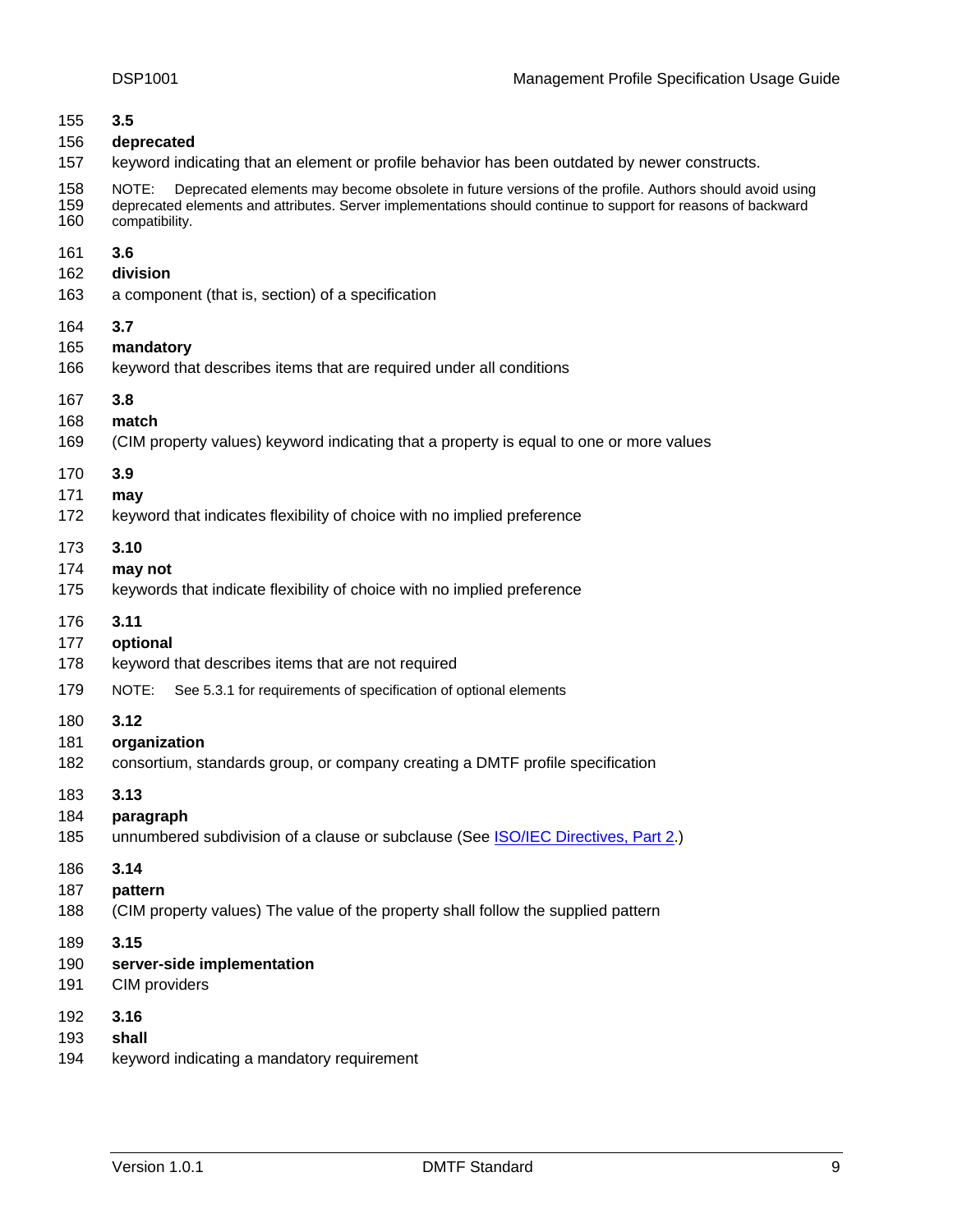**3.5**

**deprecated**

keyword indicating that an element or profile behavior has been outdated by newer constructs.

NOTE: Deprecated elements may become obsolete in future versions of the profile. Authors should avoid using deprecated elements and attributes. Server implementations should continue to support for reasons of backward compatibility.

**3.6**

**division**

a component (that is, section) of a specification

**3.7**

**mandatory**

keyword that describes items that are required under all conditions

**3.8**

**match**

(CIM property values) keyword indicating that a property is equal to one or more values

**3.9**

**may**

keyword that indicates flexibility of choice with no implied preference

**3.10**

**may not**

keywords that indicate flexibility of choice with no implied preference

**3.11**

**optional**

keyword that describes items that are not required

NOTE: See 5.3.1 for requirements of specification of optional elements

**3.12**

**organization**

consortium, standards group, or company creating a DMTF profile specification

**3.13**

**paragraph**

unnumbered subdivision of a clause or subclause (See ISO/IEC Directives, Part 2.)

**3.14**

**pattern**

(CIM property values) The value of the property shall follow the supplied pattern

**3.15**

**server-side implementation**

CIM providers

**3.16**

**shall**

keyword indicating a mandatory requirement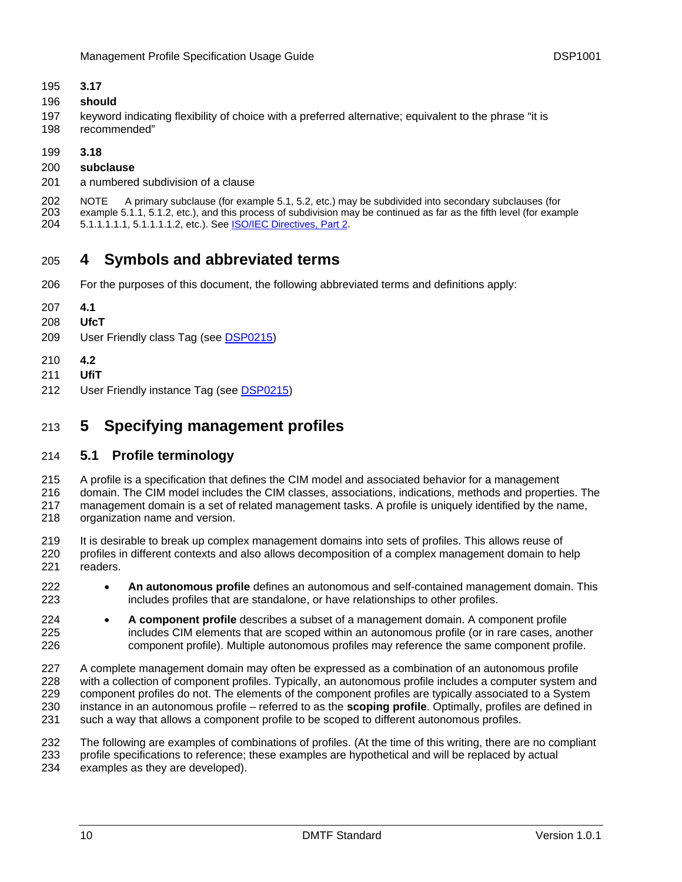**3.17**

**should**

keyword indicating flexibility of choice with a preferred alternative; equivalent to the phrase "it is recommended"

**3.18**

**subclause**

a numbered subdivision of a clause

NOTE A primary subclause (for example 5.1, 5.2, etc.) may be subdivided into secondary subclauses (for example 5.1.1, 5.1.2, etc.), and this process of subdivision may be continued as far as the fifth level (for example 5.1.1.1.1.1, 5.1.1.1.1.2, etc.). See ISO/IEC Directives, Part 2.

# 4 Symbols and abbreviated terms

For the purposes of this document, the following abbreviated terms and definitions apply:

**4.1**

**UfcT**

User Friendly class Tag (see DSP0215)

**4.2**

**UfiT**

User Friendly instance Tag (see DSP0215)

# 5 Specifying management profiles

## 5.1 Profile terminology

A profile is a specification that defines the CIM model and associated behavior for a management domain. The CIM model includes the CIM classes, associations, indications, methods and properties. The management domain is a set of related management tasks. A profile is uniquely identified by the name, organization name and version.

It is desirable to break up complex management domains into sets of profiles. This allows reuse of profiles in different contexts and also allows decomposition of a complex management domain to help readers.

- **An autonomous profile** defines an autonomous and self-contained management domain. This includes profiles that are standalone, or have relationships to other profiles.
- **A component profile** describes a subset of a management domain. A component profile includes CIM elements that are scoped within an autonomous profile (or in rare cases, another component profile). Multiple autonomous profiles may reference the same component profile.

A complete management domain may often be expressed as a combination of an autonomous profile with a collection of component profiles. Typically, an autonomous profile includes a computer system and component profiles do not. The elements of the component profiles are typically associated to a System instance in an autonomous profile – referred to as the **scoping profile**. Optimally, profiles are defined in such a way that allows a component profile to be scoped to different autonomous profiles.

The following are examples of combinations of profiles. (At the time of this writing, there are no compliant profile specifications to reference; these examples are hypothetical and will be replaced by actual examples as they are developed).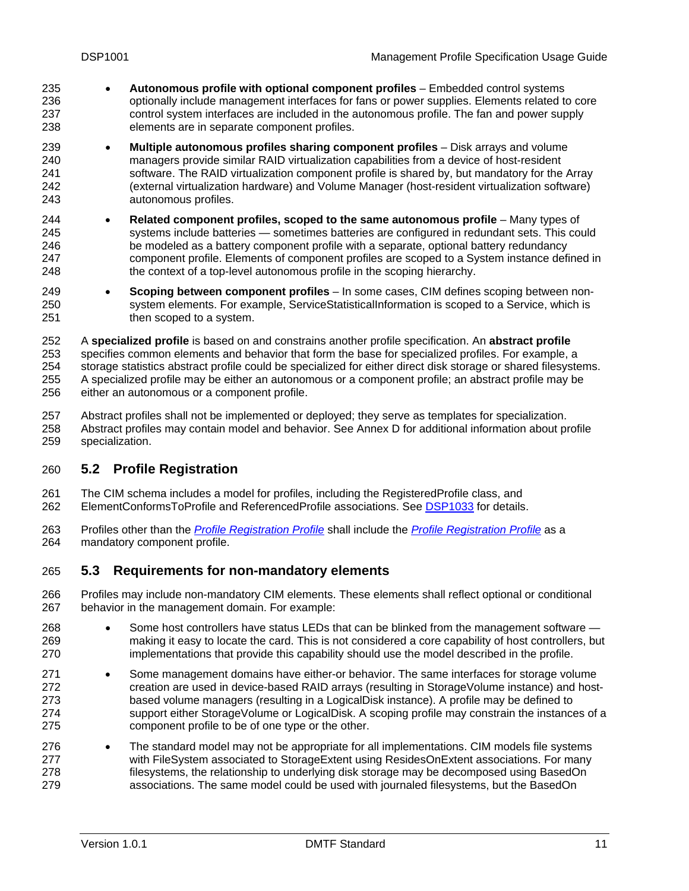- **Autonomous profile with optional component profiles** – Embedded control systems optionally include management interfaces for fans or power supplies. Elements related to core control system interfaces are included in the autonomous profile. The fan and power supply elements are in separate component profiles.
- **Multiple autonomous profiles sharing component profiles** – Disk arrays and volume managers provide similar RAID virtualization capabilities from a device of host-resident software. The RAID virtualization component profile is shared by, but mandatory for the Array (external virtualization hardware) and Volume Manager (host-resident virtualization software) autonomous profiles.
- **Related component profiles, scoped to the same autonomous profile** – Many types of systems include batteries — sometimes batteries are configured in redundant sets. This could be modeled as a battery component profile with a separate, optional battery redundancy component profile. Elements of component profiles are scoped to a System instance defined in the context of a top-level autonomous profile in the scoping hierarchy.
- **Scoping between component profiles** – In some cases, CIM defines scoping between non-system elements. For example, ServiceStatisticalInformation is scoped to a Service, which is then scoped to a system.

A **specialized profile** is based on and constrains another profile specification. An **abstract profile** specifies common elements and behavior that form the base for specialized profiles. For example, a storage statistics abstract profile could be specialized for either direct disk storage or shared filesystems. A specialized profile may be either an autonomous or a component profile; an abstract profile may be either an autonomous or a component profile.

Abstract profiles shall not be implemented or deployed; they serve as templates for specialization. Abstract profiles may contain model and behavior. See Annex D for additional information about profile specialization.

## 5.2 Profile Registration

The CIM schema includes a model for profiles, including the RegisteredProfile class, and ElementConformsToProfile and ReferencedProfile associations. See DSP1033 for details.

Profiles other than the *Profile Registration Profile* shall include the *Profile Registration Profile* as a mandatory component profile.

## 5.3 Requirements for non-mandatory elements

Profiles may include non-mandatory CIM elements. These elements shall reflect optional or conditional behavior in the management domain. For example:

- Some host controllers have status LEDs that can be blinked from the management software — making it easy to locate the card. This is not considered a core capability of host controllers, but implementations that provide this capability should use the model described in the profile.
- Some management domains have either-or behavior. The same interfaces for storage volume creation are used in device-based RAID arrays (resulting in StorageVolume instance) and host-based volume managers (resulting in a LogicalDisk instance). A profile may be defined to support either StorageVolume or LogicalDisk. A scoping profile may constrain the instances of a component profile to be of one type or the other.
- The standard model may not be appropriate for all implementations. CIM models file systems with FileSystem associated to StorageExtent using ResidesOnExtent associations. For many filesystems, the relationship to underlying disk storage may be decomposed using BasedOn associations. The same model could be used with journaled filesystems, but the BasedOn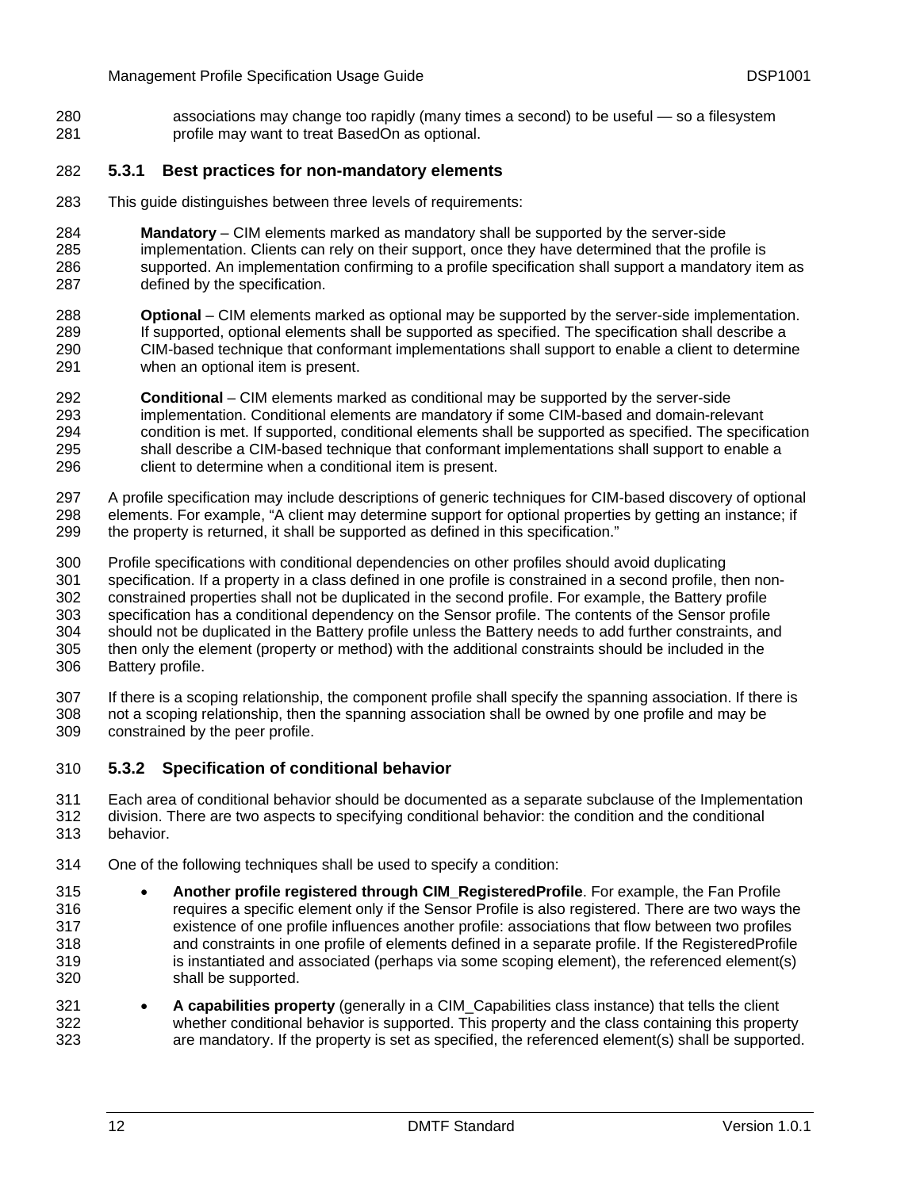associations may change too rapidly (many times a second) to be useful — so a filesystem profile may want to treat BasedOn as optional.

### 5.3.1 Best practices for non-mandatory elements

This guide distinguishes between three levels of requirements:

**Mandatory** – CIM elements marked as mandatory shall be supported by the server-side implementation. Clients can rely on their support, once they have determined that the profile is supported. An implementation confirming to a profile specification shall support a mandatory item as defined by the specification.

**Optional** – CIM elements marked as optional may be supported by the server-side implementation. If supported, optional elements shall be supported as specified. The specification shall describe a CIM-based technique that conformant implementations shall support to enable a client to determine when an optional item is present.

**Conditional** – CIM elements marked as conditional may be supported by the server-side implementation. Conditional elements are mandatory if some CIM-based and domain-relevant condition is met. If supported, conditional elements shall be supported as specified. The specification shall describe a CIM-based technique that conformant implementations shall support to enable a client to determine when a conditional item is present.

A profile specification may include descriptions of generic techniques for CIM-based discovery of optional elements. For example, "A client may determine support for optional properties by getting an instance; if the property is returned, it shall be supported as defined in this specification."

Profile specifications with conditional dependencies on other profiles should avoid duplicating specification. If a property in a class defined in one profile is constrained in a second profile, then non-constrained properties shall not be duplicated in the second profile. For example, the Battery profile specification has a conditional dependency on the Sensor profile. The contents of the Sensor profile should not be duplicated in the Battery profile unless the Battery needs to add further constraints, and then only the element (property or method) with the additional constraints should be included in the Battery profile.

If there is a scoping relationship, the component profile shall specify the spanning association. If there is not a scoping relationship, then the spanning association shall be owned by one profile and may be constrained by the peer profile.

### 5.3.2 Specification of conditional behavior

Each area of conditional behavior should be documented as a separate subclause of the Implementation division. There are two aspects to specifying conditional behavior: the condition and the conditional behavior.

One of the following techniques shall be used to specify a condition:

- **Another profile registered through CIM_RegisteredProfile**. For example, the Fan Profile requires a specific element only if the Sensor Profile is also registered. There are two ways the existence of one profile influences another profile: associations that flow between two profiles and constraints in one profile of elements defined in a separate profile. If the RegisteredProfile is instantiated and associated (perhaps via some scoping element), the referenced element(s) shall be supported.
- **A capabilities property** (generally in a CIM_Capabilities class instance) that tells the client whether conditional behavior is supported. This property and the class containing this property are mandatory. If the property is set as specified, the referenced element(s) shall be supported.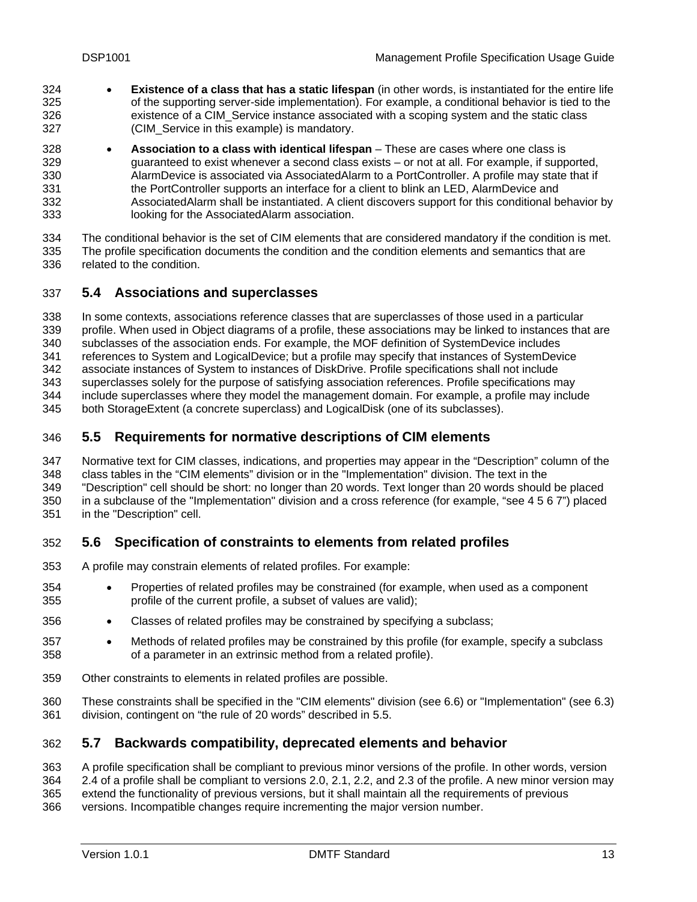- **Existence of a class that has a static lifespan** (in other words, is instantiated for the entire life of the supporting server-side implementation). For example, a conditional behavior is tied to the existence of a CIM_Service instance associated with a scoping system and the static class (CIM_Service in this example) is mandatory.
- **Association to a class with identical lifespan** – These are cases where one class is guaranteed to exist whenever a second class exists – or not at all. For example, if supported, AlarmDevice is associated via AssociatedAlarm to a PortController. A profile may state that if the PortController supports an interface for a client to blink an LED, AlarmDevice and AssociatedAlarm shall be instantiated. A client discovers support for this conditional behavior by looking for the AssociatedAlarm association.

The conditional behavior is the set of CIM elements that are considered mandatory if the condition is met. The profile specification documents the condition and the condition elements and semantics that are related to the condition.

## 5.4 Associations and superclasses

In some contexts, associations reference classes that are superclasses of those used in a particular profile. When used in Object diagrams of a profile, these associations may be linked to instances that are subclasses of the association ends. For example, the MOF definition of SystemDevice includes references to System and LogicalDevice; but a profile may specify that instances of SystemDevice associate instances of System to instances of DiskDrive. Profile specifications shall not include superclasses solely for the purpose of satisfying association references. Profile specifications may include superclasses where they model the management domain. For example, a profile may include both StorageExtent (a concrete superclass) and LogicalDisk (one of its subclasses).

## 5.5 Requirements for normative descriptions of CIM elements

Normative text for CIM classes, indications, and properties may appear in the “Description” column of the class tables in the “CIM elements” division or in the "Implementation" division. The text in the "Description" cell should be short: no longer than 20 words. Text longer than 20 words should be placed in a subclause of the "Implementation" division and a cross reference (for example, “see 4 5 6 7”) placed in the "Description" cell.

## 5.6 Specification of constraints to elements from related profiles

A profile may constrain elements of related profiles. For example:

- Properties of related profiles may be constrained (for example, when used as a component profile of the current profile, a subset of values are valid);
- Classes of related profiles may be constrained by specifying a subclass;
- Methods of related profiles may be constrained by this profile (for example, specify a subclass of a parameter in an extrinsic method from a related profile).

Other constraints to elements in related profiles are possible.

These constraints shall be specified in the "CIM elements" division (see 6.6) or "Implementation" (see 6.3) division, contingent on “the rule of 20 words” described in 5.5.

## 5.7 Backwards compatibility, deprecated elements and behavior

A profile specification shall be compliant to previous minor versions of the profile. In other words, version 2.4 of a profile shall be compliant to versions 2.0, 2.1, 2.2, and 2.3 of the profile. A new minor version may extend the functionality of previous versions, but it shall maintain all the requirements of previous versions. Incompatible changes require incrementing the major version number.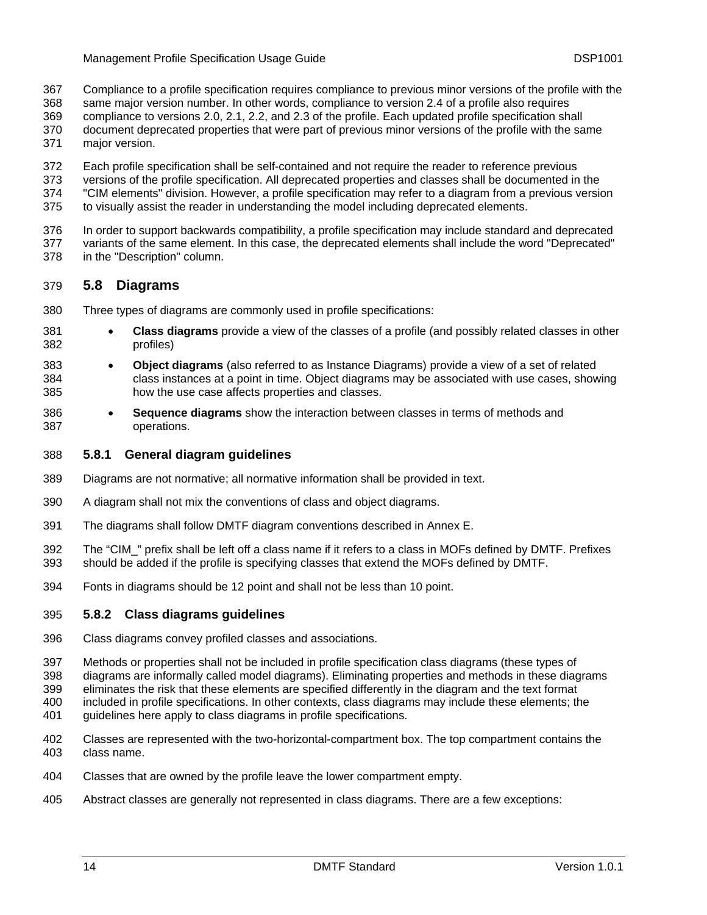Compliance to a profile specification requires compliance to previous minor versions of the profile with the same major version number. In other words, compliance to version 2.4 of a profile also requires compliance to versions 2.0, 2.1, 2.2, and 2.3 of the profile. Each updated profile specification shall document deprecated properties that were part of previous minor versions of the profile with the same major version.

Each profile specification shall be self-contained and not require the reader to reference previous versions of the profile specification. All deprecated properties and classes shall be documented in the "CIM elements" division. However, a profile specification may refer to a diagram from a previous version to visually assist the reader in understanding the model including deprecated elements.

In order to support backwards compatibility, a profile specification may include standard and deprecated variants of the same element. In this case, the deprecated elements shall include the word "Deprecated" in the "Description" column.

## 5.8 Diagrams

Three types of diagrams are commonly used in profile specifications:

- **Class diagrams** provide a view of the classes of a profile (and possibly related classes in other profiles)
- **Object diagrams** (also referred to as Instance Diagrams) provide a view of a set of related class instances at a point in time. Object diagrams may be associated with use cases, showing how the use case affects properties and classes.
- **Sequence diagrams** show the interaction between classes in terms of methods and operations.

### 5.8.1 General diagram guidelines

Diagrams are not normative; all normative information shall be provided in text.

A diagram shall not mix the conventions of class and object diagrams.

The diagrams shall follow DMTF diagram conventions described in Annex E.

The "CIM_" prefix shall be left off a class name if it refers to a class in MOFs defined by DMTF. Prefixes should be added if the profile is specifying classes that extend the MOFs defined by DMTF.

Fonts in diagrams should be 12 point and shall not be less than 10 point.

### 5.8.2 Class diagrams guidelines

Class diagrams convey profiled classes and associations.

Methods or properties shall not be included in profile specification class diagrams (these types of diagrams are informally called model diagrams). Eliminating properties and methods in these diagrams eliminates the risk that these elements are specified differently in the diagram and the text format included in profile specifications. In other contexts, class diagrams may include these elements; the guidelines here apply to class diagrams in profile specifications.

Classes are represented with the two-horizontal-compartment box. The top compartment contains the class name.

Classes that are owned by the profile leave the lower compartment empty.

Abstract classes are generally not represented in class diagrams. There are a few exceptions: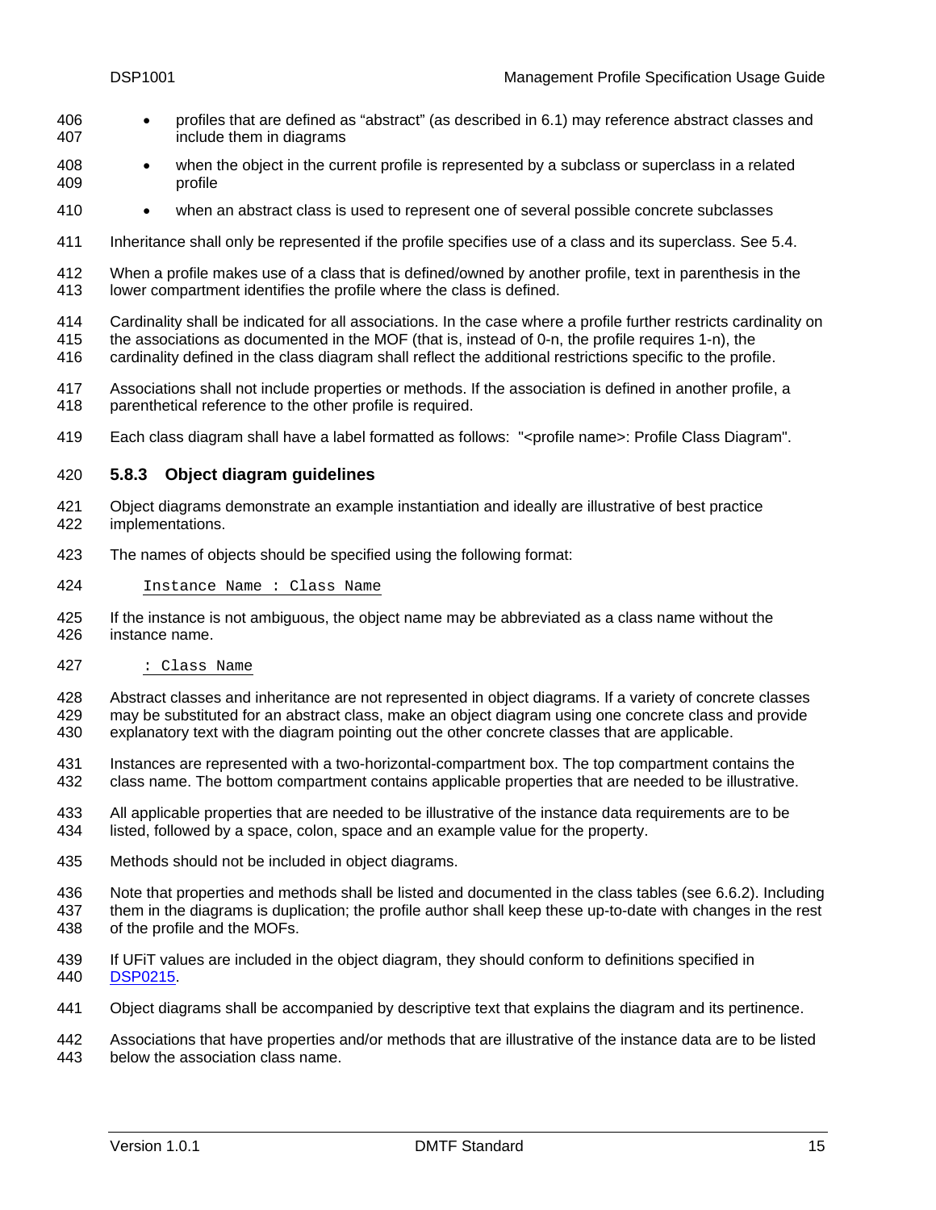- profiles that are defined as "abstract" (as described in 6.1) may reference abstract classes and include them in diagrams
- when the object in the current profile is represented by a subclass or superclass in a related profile
- when an abstract class is used to represent one of several possible concrete subclasses

Inheritance shall only be represented if the profile specifies use of a class and its superclass. See 5.4.

When a profile makes use of a class that is defined/owned by another profile, text in parenthesis in the lower compartment identifies the profile where the class is defined.

Cardinality shall be indicated for all associations. In the case where a profile further restricts cardinality on the associations as documented in the MOF (that is, instead of 0-n, the profile requires 1-n), the cardinality defined in the class diagram shall reflect the additional restrictions specific to the profile.

Associations shall not include properties or methods. If the association is defined in another profile, a parenthetical reference to the other profile is required.

Each class diagram shall have a label formatted as follows: "<profile name>: Profile Class Diagram".

### 5.8.3 Object diagram guidelines

Object diagrams demonstrate an example instantiation and ideally are illustrative of best practice implementations.

The names of objects should be specified using the following format:

```
Instance Name : Class Name
```

If the instance is not ambiguous, the object name may be abbreviated as a class name without the instance name.

```
: Class Name
```

Abstract classes and inheritance are not represented in object diagrams. If a variety of concrete classes may be substituted for an abstract class, make an object diagram using one concrete class and provide explanatory text with the diagram pointing out the other concrete classes that are applicable.

Instances are represented with a two-horizontal-compartment box. The top compartment contains the class name. The bottom compartment contains applicable properties that are needed to be illustrative.

All applicable properties that are needed to be illustrative of the instance data requirements are to be listed, followed by a space, colon, space and an example value for the property.

Methods should not be included in object diagrams.

Note that properties and methods shall be listed and documented in the class tables (see 6.6.2). Including them in the diagrams is duplication; the profile author shall keep these up-to-date with changes in the rest of the profile and the MOFs.

If UFiT values are included in the object diagram, they should conform to definitions specified in DSP0215.

Object diagrams shall be accompanied by descriptive text that explains the diagram and its pertinence.

Associations that have properties and/or methods that are illustrative of the instance data are to be listed below the association class name.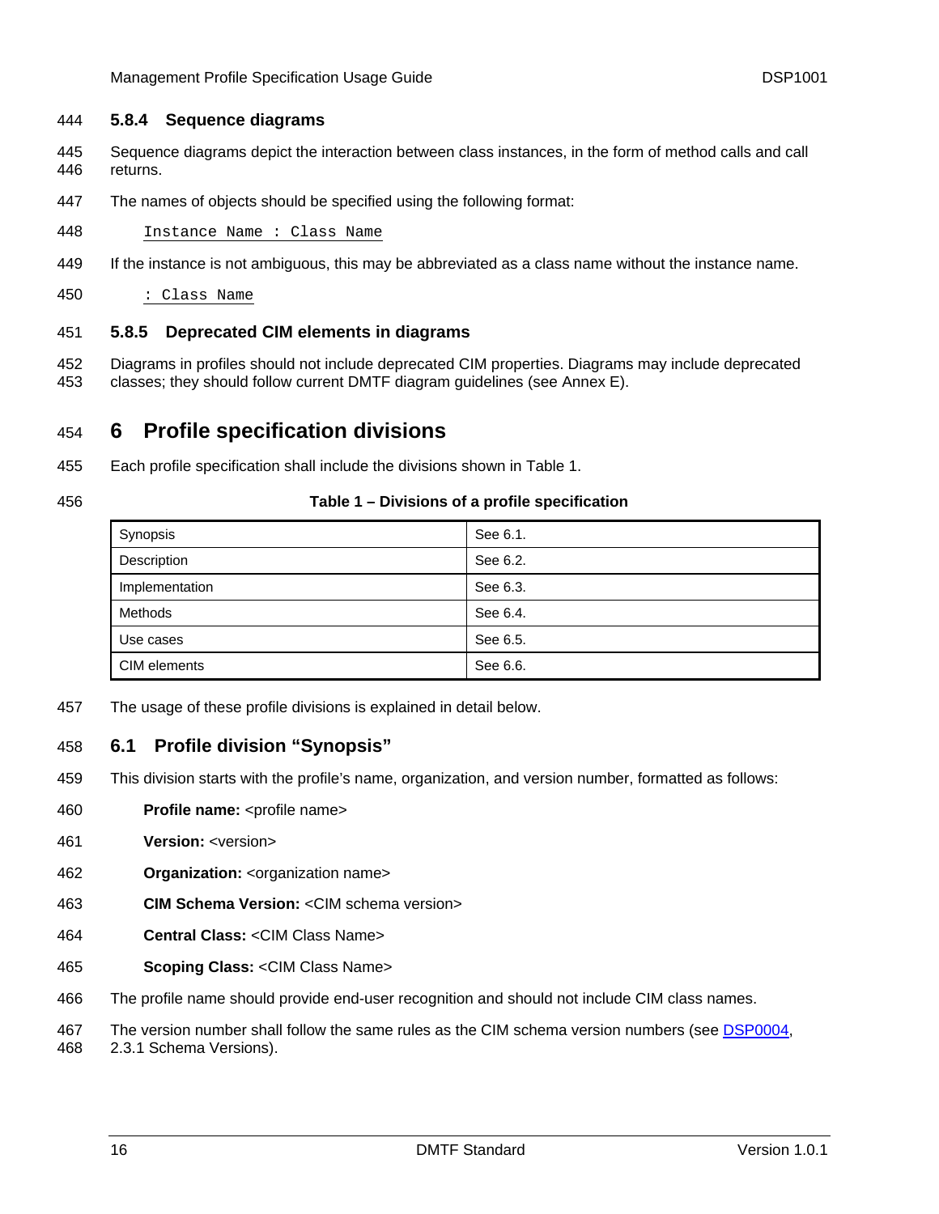### 5.8.4 Sequence diagrams

Sequence diagrams depict the interaction between class instances, in the form of method calls and call returns.

The names of objects should be specified using the following format:

```
Instance Name : Class Name
```

If the instance is not ambiguous, this may be abbreviated as a class name without the instance name.

```
: Class Name
```

### 5.8.5 Deprecated CIM elements in diagrams

Diagrams in profiles should not include deprecated CIM properties. Diagrams may include deprecated classes; they should follow current DMTF diagram guidelines (see Annex E).

# 6 Profile specification divisions

Each profile specification shall include the divisions shown in Table 1.

**Table 1 – Divisions of a profile specification**

| | |
|---|---|
| Synopsis | See 6.1. |
| Description | See 6.2. |
| Implementation | See 6.3. |
| Methods | See 6.4. |
| Use cases | See 6.5. |
| CIM elements | See 6.6. |

The usage of these profile divisions is explained in detail below.

## 6.1 Profile division "Synopsis"

This division starts with the profile's name, organization, and version number, formatted as follows:

**Profile name:** <profile name>

**Version:** <version>

**Organization:** <organization name>

**CIM Schema Version:** <CIM schema version>

**Central Class:** <CIM Class Name>

**Scoping Class:** <CIM Class Name>

The profile name should provide end-user recognition and should not include CIM class names.

The version number shall follow the same rules as the CIM schema version numbers (see DSP0004, 2.3.1 Schema Versions).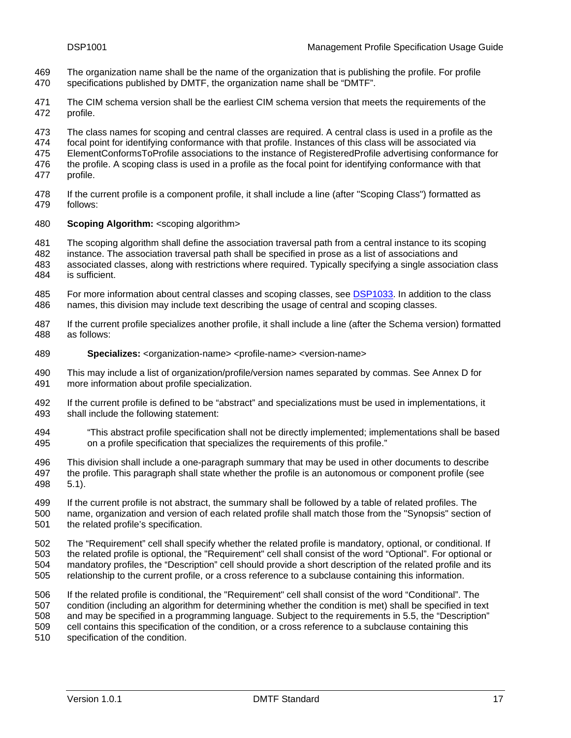The organization name shall be the name of the organization that is publishing the profile. For profile specifications published by DMTF, the organization name shall be "DMTF".

The CIM schema version shall be the earliest CIM schema version that meets the requirements of the profile.

The class names for scoping and central classes are required. A central class is used in a profile as the focal point for identifying conformance with that profile. Instances of this class will be associated via ElementConformsToProfile associations to the instance of RegisteredProfile advertising conformance for the profile. A scoping class is used in a profile as the focal point for identifying conformance with that profile.

If the current profile is a component profile, it shall include a line (after "Scoping Class") formatted as follows:

**Scoping Algorithm:** <scoping algorithm>

The scoping algorithm shall define the association traversal path from a central instance to its scoping instance. The association traversal path shall be specified in prose as a list of associations and associated classes, along with restrictions where required. Typically specifying a single association class is sufficient.

For more information about central classes and scoping classes, see DSP1033. In addition to the class names, this division may include text describing the usage of central and scoping classes.

If the current profile specializes another profile, it shall include a line (after the Schema version) formatted as follows:

> **Specializes:** <organization-name> <profile-name> <version-name>

This may include a list of organization/profile/version names separated by commas. See Annex D for more information about profile specialization.

If the current profile is defined to be "abstract" and specializations must be used in implementations, it shall include the following statement:

> "This abstract profile specification shall not be directly implemented; implementations shall be based on a profile specification that specializes the requirements of this profile."

This division shall include a one-paragraph summary that may be used in other documents to describe the profile. This paragraph shall state whether the profile is an autonomous or component profile (see 5.1).

If the current profile is not abstract, the summary shall be followed by a table of related profiles. The name, organization and version of each related profile shall match those from the "Synopsis" section of the related profile's specification.

The "Requirement" cell shall specify whether the related profile is mandatory, optional, or conditional. If the related profile is optional, the "Requirement" cell shall consist of the word "Optional". For optional or mandatory profiles, the "Description" cell should provide a short description of the related profile and its relationship to the current profile, or a cross reference to a subclause containing this information.

If the related profile is conditional, the "Requirement" cell shall consist of the word "Conditional". The condition (including an algorithm for determining whether the condition is met) shall be specified in text and may be specified in a programming language. Subject to the requirements in 5.5, the "Description" cell contains this specification of the condition, or a cross reference to a subclause containing this specification of the condition.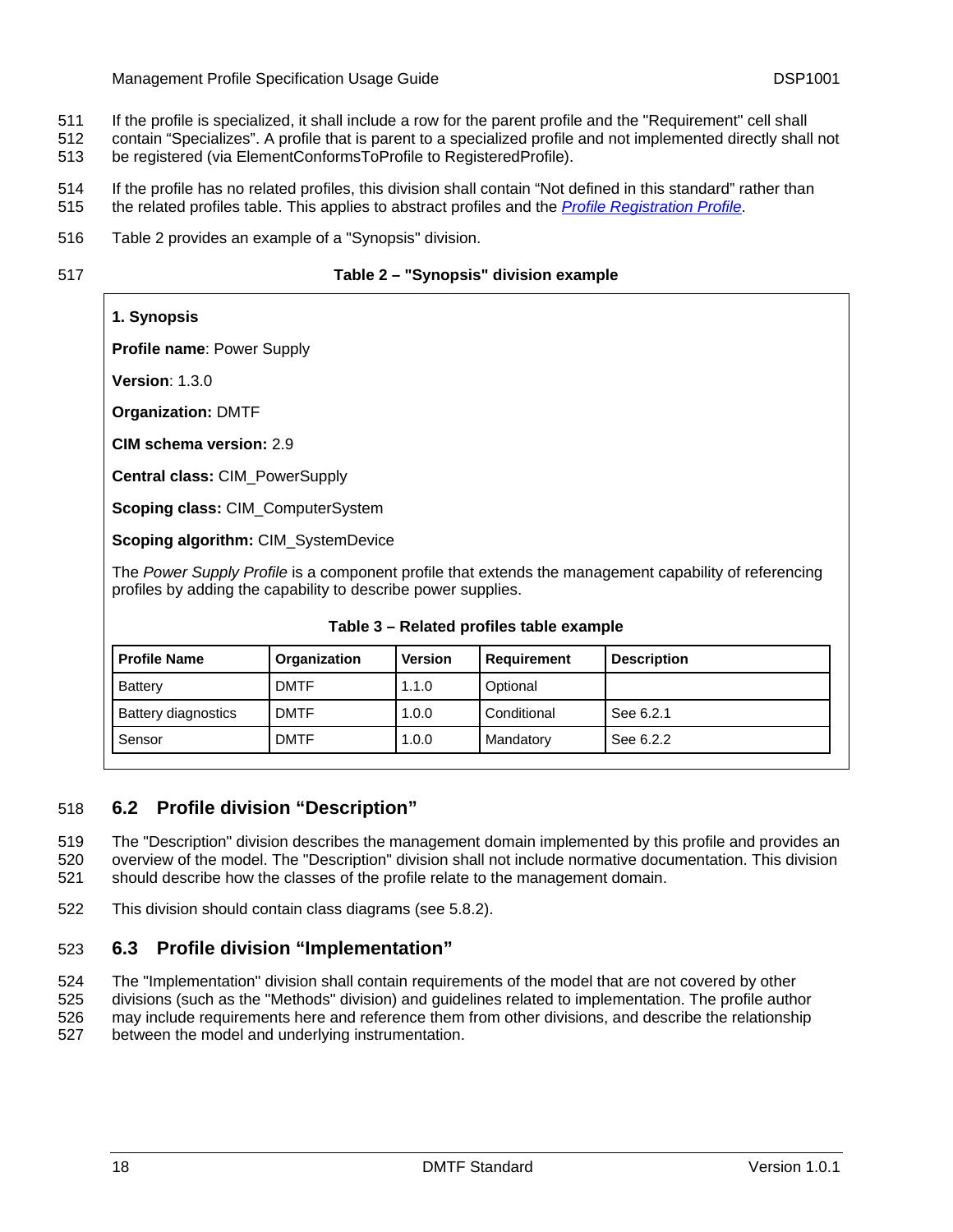If the profile is specialized, it shall include a row for the parent profile and the "Requirement" cell shall contain “Specializes”. A profile that is parent to a specialized profile and not implemented directly shall not be registered (via ElementConformsToProfile to RegisteredProfile).

If the profile has no related profiles, this division shall contain “Not defined in this standard” rather than the related profiles table. This applies to abstract profiles and the *Profile Registration Profile*.

Table 2 provides an example of a "Synopsis" division.

**Table 2 – "Synopsis" division example**

**1. Synopsis**

**Profile name**: Power Supply

**Version**: 1.3.0

**Organization:** DMTF

**CIM schema version:** 2.9

**Central class:** CIM_PowerSupply

**Scoping class:** CIM_ComputerSystem

**Scoping algorithm:** CIM_SystemDevice

The *Power Supply Profile* is a component profile that extends the management capability of referencing profiles by adding the capability to describe power supplies.

**Table 3 – Related profiles table example**

| Profile Name | Organization | Version | Requirement | Description |
|---|---|---|---|---|
| Battery | DMTF | 1.1.0 | Optional | |
| Battery diagnostics | DMTF | 1.0.0 | Conditional | See 6.2.1 |
| Sensor | DMTF | 1.0.0 | Mandatory | See 6.2.2 |

## 6.2 Profile division “Description”

The "Description" division describes the management domain implemented by this profile and provides an overview of the model. The "Description" division shall not include normative documentation. This division should describe how the classes of the profile relate to the management domain.

This division should contain class diagrams (see 5.8.2).

## 6.3 Profile division “Implementation”

The "Implementation" division shall contain requirements of the model that are not covered by other divisions (such as the "Methods" division) and guidelines related to implementation. The profile author may include requirements here and reference them from other divisions, and describe the relationship between the model and underlying instrumentation.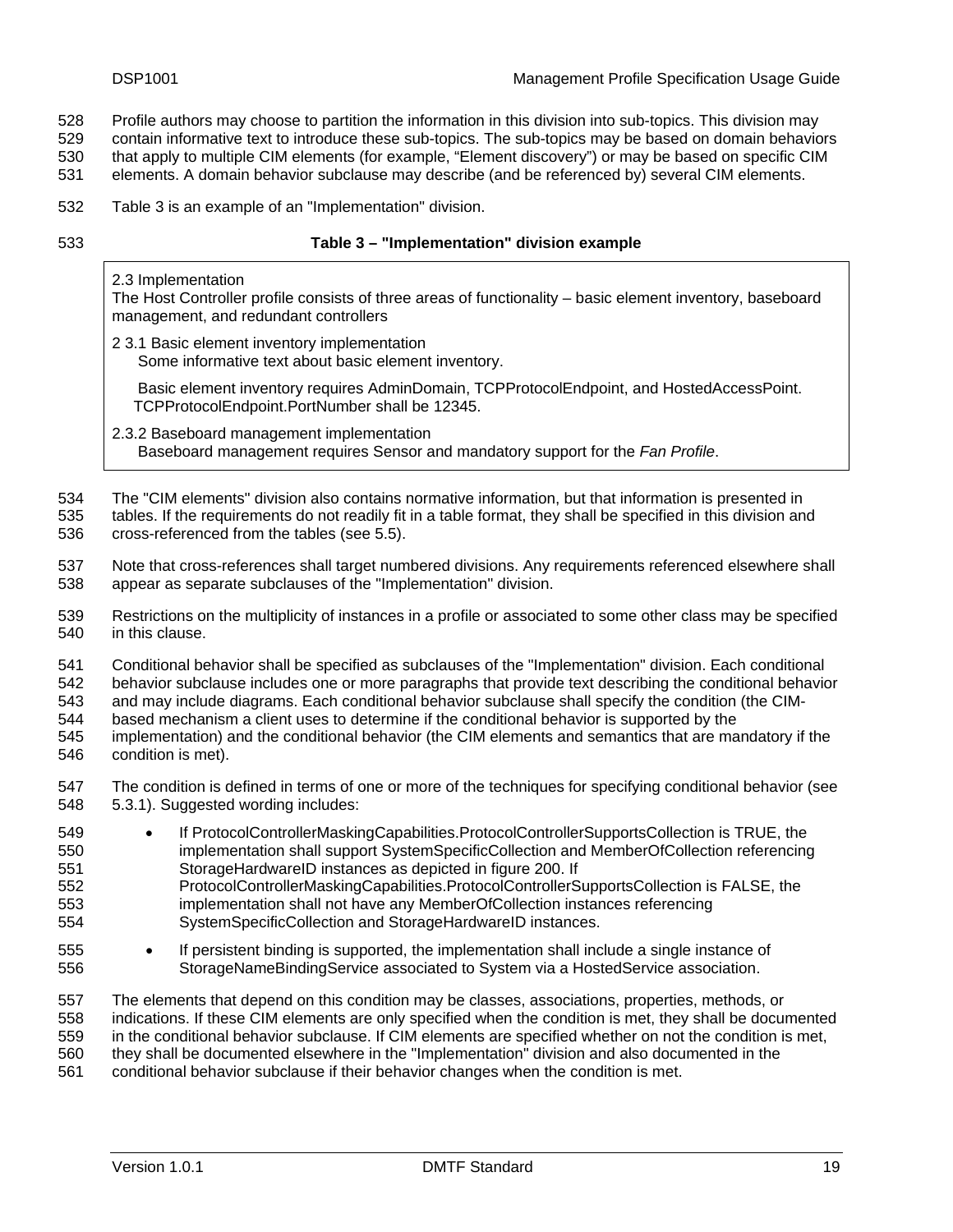Profile authors may choose to partition the information in this division into sub-topics. This division may contain informative text to introduce these sub-topics. The sub-topics may be based on domain behaviors that apply to multiple CIM elements (for example, “Element discovery”) or may be based on specific CIM elements. A domain behavior subclause may describe (and be referenced by) several CIM elements.

Table 3 is an example of an "Implementation" division.

**Table 3 – "Implementation" division example**

> 2.3 Implementation
> The Host Controller profile consists of three areas of functionality – basic element inventory, baseboard management, and redundant controllers
>
> 2 3.1 Basic element inventory implementation
> Some informative text about basic element inventory.
>
> Basic element inventory requires AdminDomain, TCPProtocolEndpoint, and HostedAccessPoint. TCPProtocolEndpoint.PortNumber shall be 12345.
>
> 2.3.2 Baseboard management implementation
> Baseboard management requires Sensor and mandatory support for the *Fan Profile*.

The "CIM elements" division also contains normative information, but that information is presented in tables. If the requirements do not readily fit in a table format, they shall be specified in this division and cross-referenced from the tables (see 5.5).

Note that cross-references shall target numbered divisions. Any requirements referenced elsewhere shall appear as separate subclauses of the "Implementation" division.

Restrictions on the multiplicity of instances in a profile or associated to some other class may be specified in this clause.

Conditional behavior shall be specified as subclauses of the "Implementation" division. Each conditional behavior subclause includes one or more paragraphs that provide text describing the conditional behavior and may include diagrams. Each conditional behavior subclause shall specify the condition (the CIM-based mechanism a client uses to determine if the conditional behavior is supported by the implementation) and the conditional behavior (the CIM elements and semantics that are mandatory if the condition is met).

The condition is defined in terms of one or more of the techniques for specifying conditional behavior (see 5.3.1). Suggested wording includes:

- If ProtocolControllerMaskingCapabilities.ProtocolControllerSupportsCollection is TRUE, the implementation shall support SystemSpecificCollection and MemberOfCollection referencing StorageHardwareID instances as depicted in figure 200. If ProtocolControllerMaskingCapabilities.ProtocolControllerSupportsCollection is FALSE, the implementation shall not have any MemberOfCollection instances referencing SystemSpecificCollection and StorageHardwareID instances.
- If persistent binding is supported, the implementation shall include a single instance of StorageNameBindingService associated to System via a HostedService association.

The elements that depend on this condition may be classes, associations, properties, methods, or indications. If these CIM elements are only specified when the condition is met, they shall be documented in the conditional behavior subclause. If CIM elements are specified whether on not the condition is met, they shall be documented elsewhere in the "Implementation" division and also documented in the conditional behavior subclause if their behavior changes when the condition is met.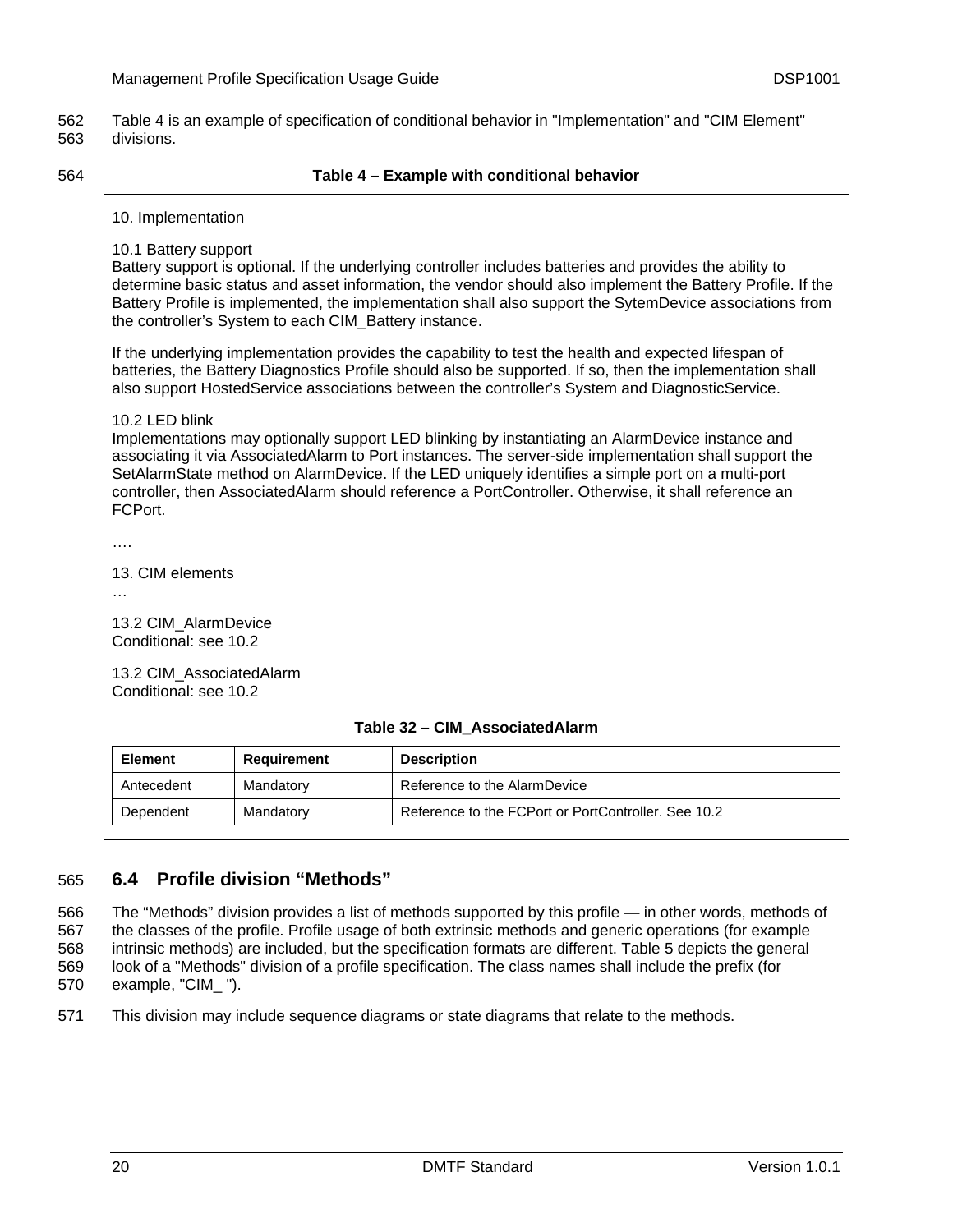Table 4 is an example of specification of conditional behavior in "Implementation" and "CIM Element" divisions.

**Table 4 – Example with conditional behavior**

10. Implementation

10.1 Battery support
Battery support is optional. If the underlying controller includes batteries and provides the ability to determine basic status and asset information, the vendor should also implement the Battery Profile. If the Battery Profile is implemented, the implementation shall also support the SytemDevice associations from the controller's System to each CIM_Battery instance.

If the underlying implementation provides the capability to test the health and expected lifespan of batteries, the Battery Diagnostics Profile should also be supported. If so, then the implementation shall also support HostedService associations between the controller's System and DiagnosticService.

10.2 LED blink
Implementations may optionally support LED blinking by instantiating an AlarmDevice instance and associating it via AssociatedAlarm to Port instances. The server-side implementation shall support the SetAlarmState method on AlarmDevice. If the LED uniquely identifies a simple port on a multi-port controller, then AssociatedAlarm should reference a PortController. Otherwise, it shall reference an FCPort.

….

13. CIM elements
…

13.2 CIM_AlarmDevice
Conditional: see 10.2

13.2 CIM_AssociatedAlarm
Conditional: see 10.2

**Table 32 – CIM_AssociatedAlarm**

| Element | Requirement | Description |
|---|---|---|
| Antecedent | Mandatory | Reference to the AlarmDevice |
| Dependent | Mandatory | Reference to the FCPort or PortController. See 10.2 |

## 6.4 Profile division "Methods"

The "Methods" division provides a list of methods supported by this profile — in other words, methods of the classes of the profile. Profile usage of both extrinsic methods and generic operations (for example intrinsic methods) are included, but the specification formats are different. Table 5 depicts the general look of a "Methods" division of a profile specification. The class names shall include the prefix (for example, "CIM_ ").

This division may include sequence diagrams or state diagrams that relate to the methods.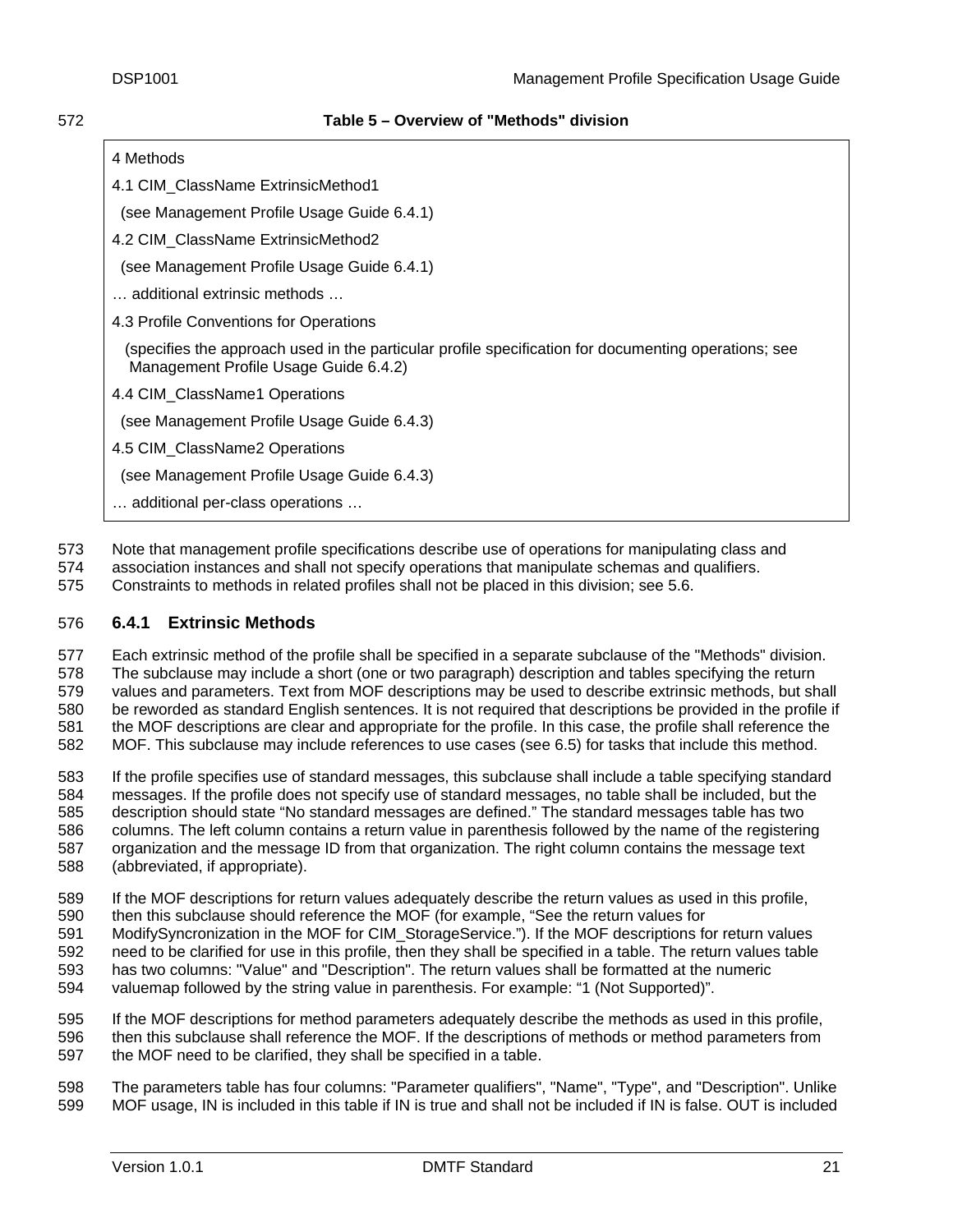**Table 5 – Overview of "Methods" division**

| |
|---|
| 4 Methods |
| 4.1 CIM_ClassName ExtrinsicMethod1 |
| (see Management Profile Usage Guide 6.4.1) |
| 4.2 CIM_ClassName ExtrinsicMethod2 |
| (see Management Profile Usage Guide 6.4.1) |
| … additional extrinsic methods … |
| 4.3 Profile Conventions for Operations |
| (specifies the approach used in the particular profile specification for documenting operations; see Management Profile Usage Guide 6.4.2) |
| 4.4 CIM_ClassName1 Operations |
| (see Management Profile Usage Guide 6.4.3) |
| 4.5 CIM_ClassName2 Operations |
| (see Management Profile Usage Guide 6.4.3) |
| … additional per-class operations … |

Note that management profile specifications describe use of operations for manipulating class and association instances and shall not specify operations that manipulate schemas and qualifiers. Constraints to methods in related profiles shall not be placed in this division; see 5.6.

### 6.4.1 Extrinsic Methods

Each extrinsic method of the profile shall be specified in a separate subclause of the "Methods" division. The subclause may include a short (one or two paragraph) description and tables specifying the return values and parameters. Text from MOF descriptions may be used to describe extrinsic methods, but shall be reworded as standard English sentences. It is not required that descriptions be provided in the profile if the MOF descriptions are clear and appropriate for the profile. In this case, the profile shall reference the MOF. This subclause may include references to use cases (see 6.5) for tasks that include this method.

If the profile specifies use of standard messages, this subclause shall include a table specifying standard messages. If the profile does not specify use of standard messages, no table shall be included, but the description should state "No standard messages are defined." The standard messages table has two columns. The left column contains a return value in parenthesis followed by the name of the registering organization and the message ID from that organization. The right column contains the message text (abbreviated, if appropriate).

If the MOF descriptions for return values adequately describe the return values as used in this profile, then this subclause should reference the MOF (for example, "See the return values for ModifySyncronization in the MOF for CIM_StorageService."). If the MOF descriptions for return values need to be clarified for use in this profile, then they shall be specified in a table. The return values table has two columns: "Value" and "Description". The return values shall be formatted at the numeric valuemap followed by the string value in parenthesis. For example: "1 (Not Supported)".

If the MOF descriptions for method parameters adequately describe the methods as used in this profile, then this subclause shall reference the MOF. If the descriptions of methods or method parameters from the MOF need to be clarified, they shall be specified in a table.

The parameters table has four columns: "Parameter qualifiers", "Name", "Type", and "Description". Unlike MOF usage, IN is included in this table if IN is true and shall not be included if IN is false. OUT is included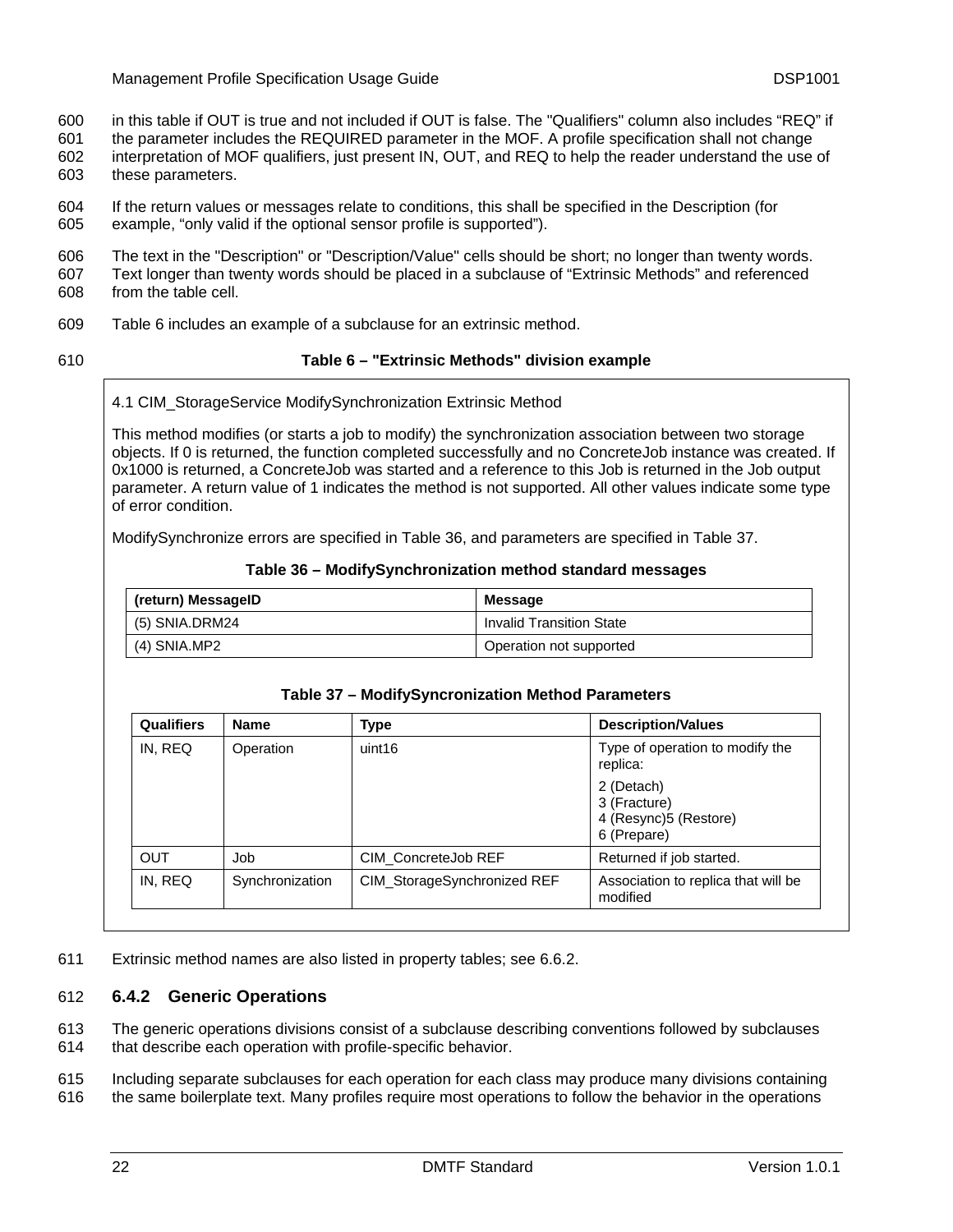in this table if OUT is true and not included if OUT is false. The "Qualifiers" column also includes “REQ” if the parameter includes the REQUIRED parameter in the MOF. A profile specification shall not change interpretation of MOF qualifiers, just present IN, OUT, and REQ to help the reader understand the use of these parameters.

If the return values or messages relate to conditions, this shall be specified in the Description (for example, “only valid if the optional sensor profile is supported”).

The text in the "Description" or "Description/Value" cells should be short; no longer than twenty words. Text longer than twenty words should be placed in a subclause of “Extrinsic Methods” and referenced from the table cell.

Table 6 includes an example of a subclause for an extrinsic method.

**Table 6 – "Extrinsic Methods" division example**

> 4.1 CIM_StorageService ModifySynchronization Extrinsic Method
>
> This method modifies (or starts a job to modify) the synchronization association between two storage objects. If 0 is returned, the function completed successfully and no ConcreteJob instance was created. If 0x1000 is returned, a ConcreteJob was started and a reference to this Job is returned in the Job output parameter. A return value of 1 indicates the method is not supported. All other values indicate some type of error condition.
>
> ModifySynchronize errors are specified in Table 36, and parameters are specified in Table 37.
>
> **Table 36 – ModifySynchronization method standard messages**
>
> | (return) MessageID | Message |
> |---|---|
> | (5) SNIA.DRM24 | Invalid Transition State |
> | (4) SNIA.MP2 | Operation not supported |
>
> **Table 37 – ModifySyncronization Method Parameters**
>
> | Qualifiers | Name | Type | Description/Values |
> |---|---|---|---|
> | IN, REQ | Operation | uint16 | Type of operation to modify the replica:<br>2 (Detach)<br>3 (Fracture)<br>4 (Resync)5 (Restore)<br>6 (Prepare) |
> | OUT | Job | CIM_ConcreteJob REF | Returned if job started. |
> | IN, REQ | Synchronization | CIM_StorageSynchronized REF | Association to replica that will be modified |

Extrinsic method names are also listed in property tables; see 6.6.2.

### 6.4.2 Generic Operations

The generic operations divisions consist of a subclause describing conventions followed by subclauses that describe each operation with profile-specific behavior.

Including separate subclauses for each operation for each class may produce many divisions containing the same boilerplate text. Many profiles require most operations to follow the behavior in the operations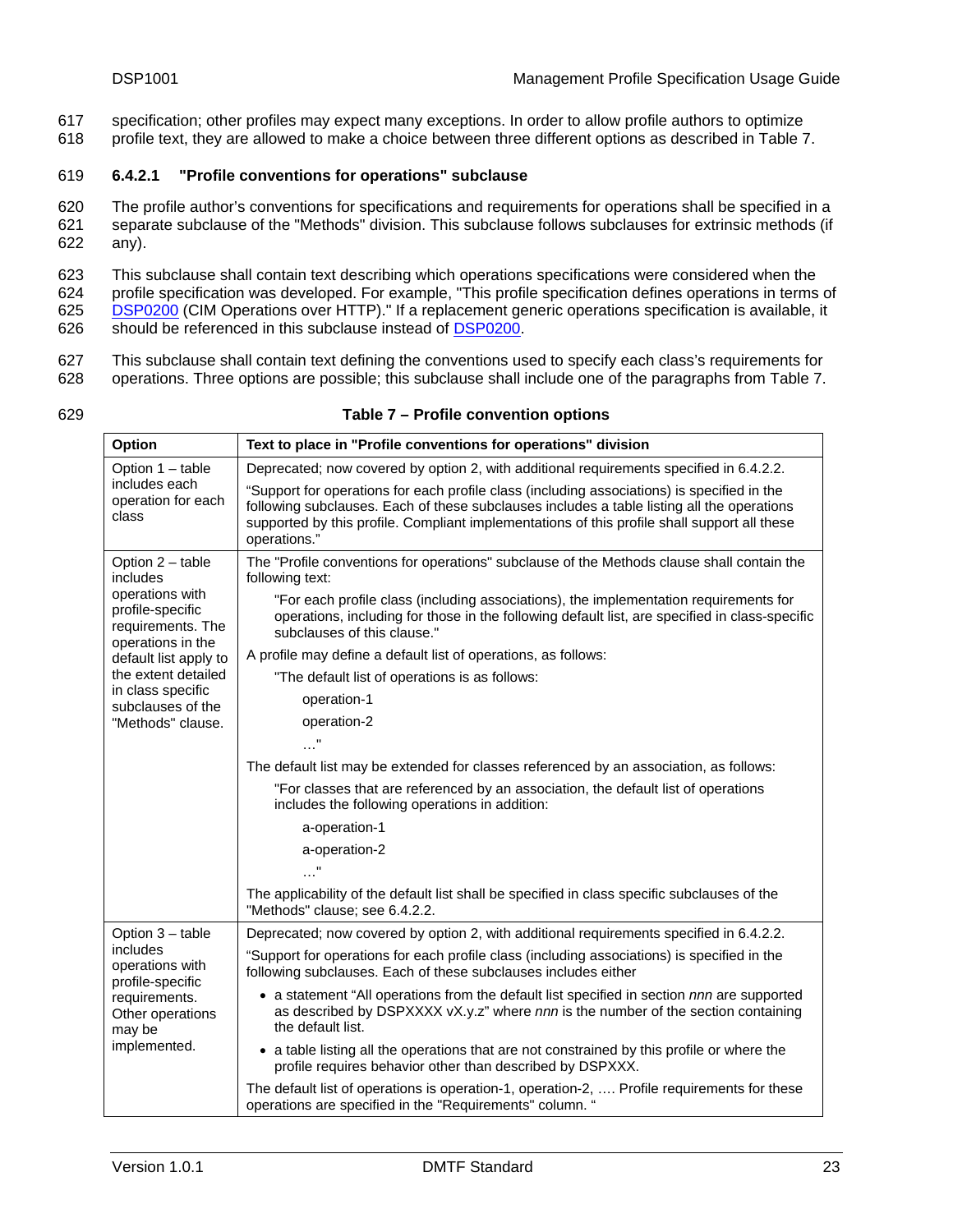specification; other profiles may expect many exceptions. In order to allow profile authors to optimize profile text, they are allowed to make a choice between three different options as described in Table 7.

#### 6.4.2.1 "Profile conventions for operations" subclause

The profile author's conventions for specifications and requirements for operations shall be specified in a separate subclause of the "Methods" division. This subclause follows subclauses for extrinsic methods (if any).

This subclause shall contain text describing which operations specifications were considered when the profile specification was developed. For example, "This profile specification defines operations in terms of DSP0200 (CIM Operations over HTTP)." If a replacement generic operations specification is available, it should be referenced in this subclause instead of DSP0200.

This subclause shall contain text defining the conventions used to specify each class's requirements for operations. Three options are possible; this subclause shall include one of the paragraphs from Table 7.

**Table 7 – Profile convention options**

| Option | Text to place in "Profile conventions for operations" division |
|---|---|
| Option 1 – table includes each operation for each class | Deprecated; now covered by option 2, with additional requirements specified in 6.4.2.2.<br><br>"Support for operations for each profile class (including associations) is specified in the following subclauses. Each of these subclauses includes a table listing all the operations supported by this profile. Compliant implementations of this profile shall support all these operations." |
| Option 2 – table includes operations with profile-specific requirements. The operations in the default list apply to the extent detailed in class specific subclauses of the "Methods" clause. | The "Profile conventions for operations" subclause of the Methods clause shall contain the following text:<br><br>"For each profile class (including associations), the implementation requirements for operations, including for those in the following default list, are specified in class-specific subclauses of this clause."<br><br>A profile may define a default list of operations, as follows:<br><br>"The default list of operations is as follows:<br>operation-1<br>operation-2<br>…"<br><br>The default list may be extended for classes referenced by an association, as follows:<br><br>"For classes that are referenced by an association, the default list of operations includes the following operations in addition:<br>a-operation-1<br>a-operation-2<br>…"<br><br>The applicability of the default list shall be specified in class specific subclauses of the "Methods" clause; see 6.4.2.2. |
| Option 3 – table includes operations with profile-specific requirements. Other operations may be implemented. | Deprecated; now covered by option 2, with additional requirements specified in 6.4.2.2.<br><br>"Support for operations for each profile class (including associations) is specified in the following subclauses. Each of these subclauses includes either<br>• a statement "All operations from the default list specified in section *nnn* are supported as described by DSPXXXX vX.y.z" where *nnn* is the number of the section containing the default list.<br>• a table listing all the operations that are not constrained by this profile or where the profile requires behavior other than described by DSPXXX.<br><br>The default list of operations is operation-1, operation-2, …. Profile requirements for these operations are specified in the "Requirements" column. " |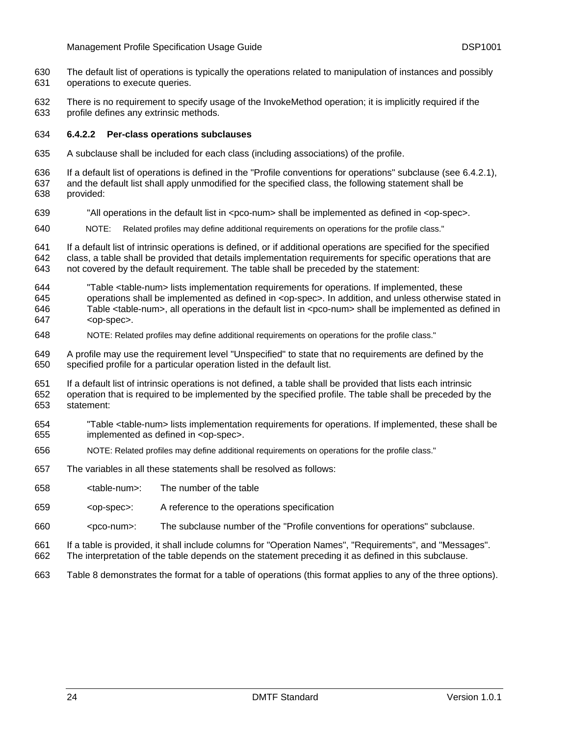The default list of operations is typically the operations related to manipulation of instances and possibly operations to execute queries.

There is no requirement to specify usage of the InvokeMethod operation; it is implicitly required if the profile defines any extrinsic methods.

#### 6.4.2.2 Per-class operations subclauses

A subclause shall be included for each class (including associations) of the profile.

If a default list of operations is defined in the "Profile conventions for operations" subclause (see 6.4.2.1), and the default list shall apply unmodified for the specified class, the following statement shall be provided:

> "All operations in the default list in <pco-num> shall be implemented as defined in <op-spec>.
>
> NOTE: Related profiles may define additional requirements on operations for the profile class."

If a default list of intrinsic operations is defined, or if additional operations are specified for the specified class, a table shall be provided that details implementation requirements for specific operations that are not covered by the default requirement. The table shall be preceded by the statement:

> "Table <table-num> lists implementation requirements for operations. If implemented, these operations shall be implemented as defined in <op-spec>. In addition, and unless otherwise stated in Table <table-num>, all operations in the default list in <pco-num> shall be implemented as defined in <op-spec>.
>
> NOTE: Related profiles may define additional requirements on operations for the profile class."

A profile may use the requirement level "Unspecified" to state that no requirements are defined by the specified profile for a particular operation listed in the default list.

If a default list of intrinsic operations is not defined, a table shall be provided that lists each intrinsic operation that is required to be implemented by the specified profile. The table shall be preceded by the statement:

> "Table <table-num> lists implementation requirements for operations. If implemented, these shall be implemented as defined in <op-spec>.
>
> NOTE: Related profiles may define additional requirements on operations for the profile class."

The variables in all these statements shall be resolved as follows:

- <table-num>: The number of the table
- <op-spec>: A reference to the operations specification
- <pco-num>: The subclause number of the "Profile conventions for operations" subclause.

If a table is provided, it shall include columns for "Operation Names", "Requirements", and "Messages". The interpretation of the table depends on the statement preceding it as defined in this subclause.

Table 8 demonstrates the format for a table of operations (this format applies to any of the three options).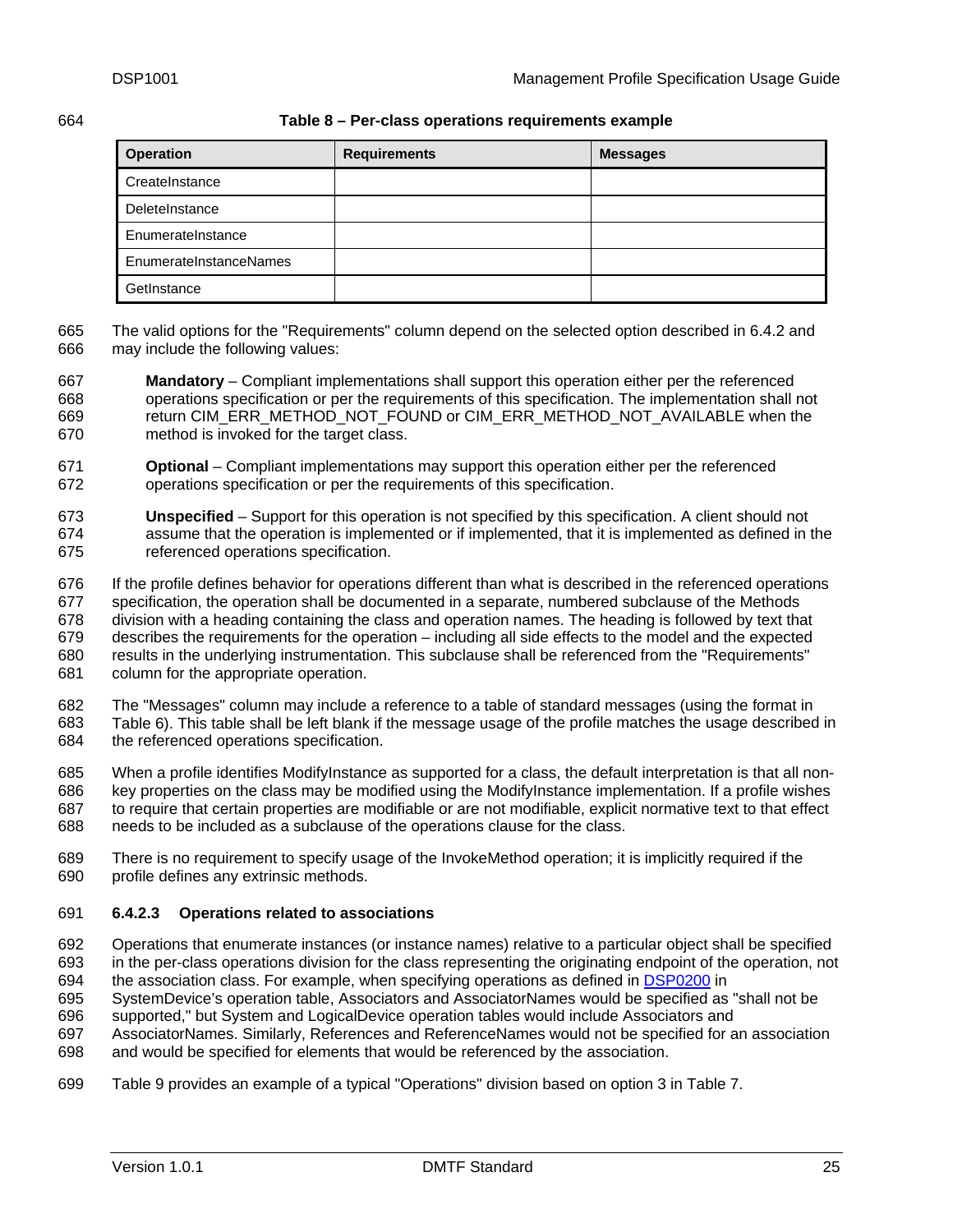**Table 8 – Per-class operations requirements example**

| Operation | Requirements | Messages |
|---|---|---|
| CreateInstance | | |
| DeleteInstance | | |
| EnumerateInstance | | |
| EnumerateInstanceNames | | |
| GetInstance | | |

The valid options for the "Requirements" column depend on the selected option described in 6.4.2 and may include the following values:

**Mandatory** – Compliant implementations shall support this operation either per the referenced operations specification or per the requirements of this specification. The implementation shall not return CIM_ERR_METHOD_NOT_FOUND or CIM_ERR_METHOD_NOT_AVAILABLE when the method is invoked for the target class.

**Optional** – Compliant implementations may support this operation either per the referenced operations specification or per the requirements of this specification.

**Unspecified** – Support for this operation is not specified by this specification. A client should not assume that the operation is implemented or if implemented, that it is implemented as defined in the referenced operations specification.

If the profile defines behavior for operations different than what is described in the referenced operations specification, the operation shall be documented in a separate, numbered subclause of the Methods division with a heading containing the class and operation names. The heading is followed by text that describes the requirements for the operation – including all side effects to the model and the expected results in the underlying instrumentation. This subclause shall be referenced from the "Requirements" column for the appropriate operation.

The "Messages" column may include a reference to a table of standard messages (using the format in Table 6). This table shall be left blank if the message usage of the profile matches the usage described in the referenced operations specification.

When a profile identifies ModifyInstance as supported for a class, the default interpretation is that all non-key properties on the class may be modified using the ModifyInstance implementation. If a profile wishes to require that certain properties are modifiable or are not modifiable, explicit normative text to that effect needs to be included as a subclause of the operations clause for the class.

There is no requirement to specify usage of the InvokeMethod operation; it is implicitly required if the profile defines any extrinsic methods.

### 6.4.2.3 Operations related to associations

Operations that enumerate instances (or instance names) relative to a particular object shall be specified in the per-class operations division for the class representing the originating endpoint of the operation, not the association class. For example, when specifying operations as defined in DSP0200 in SystemDevice's operation table, Associators and AssociatorNames would be specified as "shall not be supported," but System and LogicalDevice operation tables would include Associators and AssociatorNames. Similarly, References and ReferenceNames would not be specified for an association and would be specified for elements that would be referenced by the association.

Table 9 provides an example of a typical "Operations" division based on option 3 in Table 7.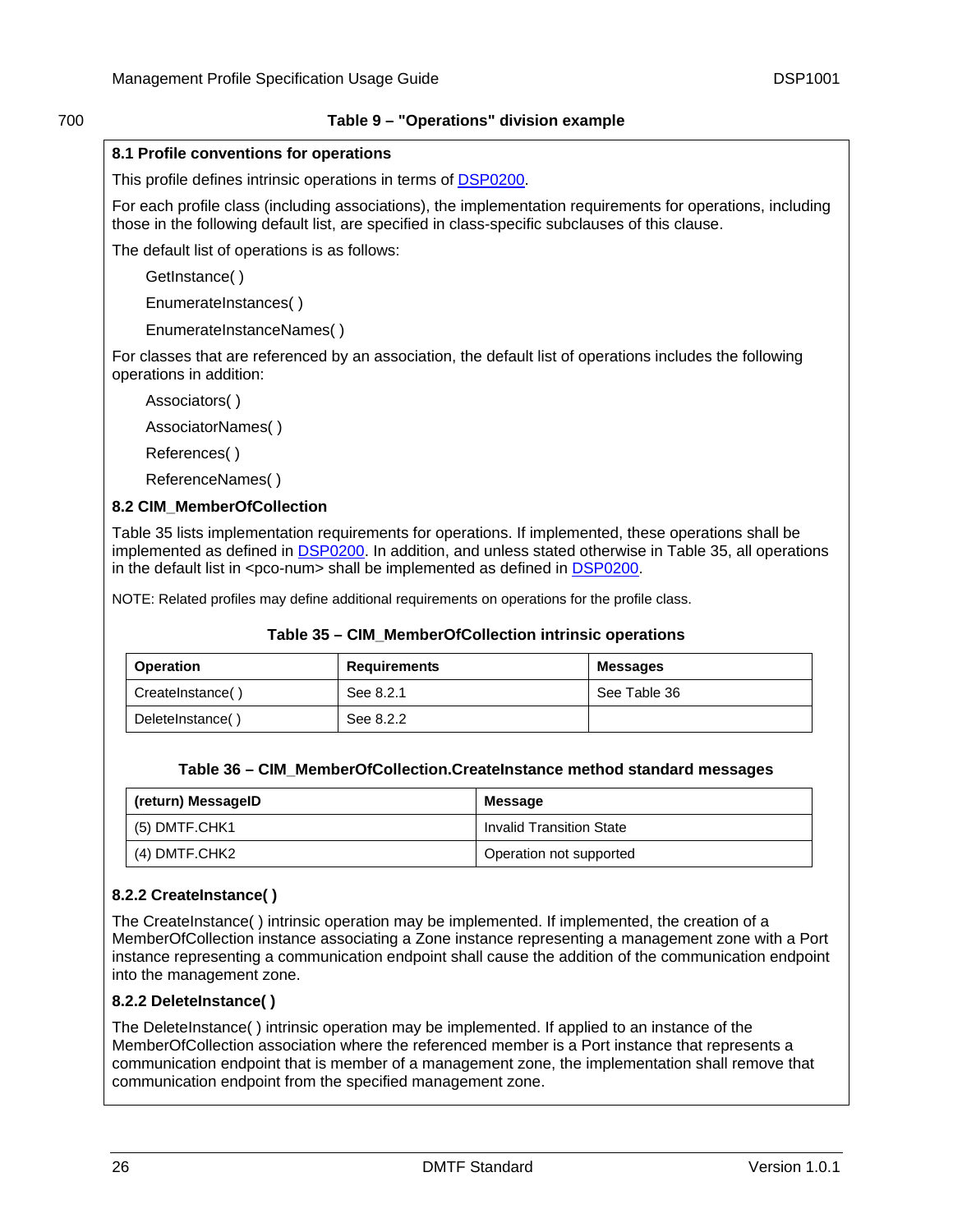700

**Table 9 – "Operations" division example**

**8.1 Profile conventions for operations**

This profile defines intrinsic operations in terms of DSP0200.

For each profile class (including associations), the implementation requirements for operations, including those in the following default list, are specified in class-specific subclauses of this clause.

The default list of operations is as follows:

GetInstance( )

EnumerateInstances( )

EnumerateInstanceNames( )

For classes that are referenced by an association, the default list of operations includes the following operations in addition:

Associators( )

AssociatorNames( )

References( )

ReferenceNames( )

**8.2 CIM_MemberOfCollection**

Table 35 lists implementation requirements for operations. If implemented, these operations shall be implemented as defined in DSP0200. In addition, and unless stated otherwise in Table 35, all operations in the default list in <pco-num> shall be implemented as defined in DSP0200.

NOTE: Related profiles may define additional requirements on operations for the profile class.

**Table 35 – CIM_MemberOfCollection intrinsic operations**

| Operation | Requirements | Messages |
|---|---|---|
| CreateInstance( ) | See 8.2.1 | See Table 36 |
| DeleteInstance( ) | See 8.2.2 | |

**Table 36 – CIM_MemberOfCollection.CreateInstance method standard messages**

| (return) MessageID | Message |
|---|---|
| (5) DMTF.CHK1 | Invalid Transition State |
| (4) DMTF.CHK2 | Operation not supported |

**8.2.2 CreateInstance( )**

The CreateInstance( ) intrinsic operation may be implemented. If implemented, the creation of a MemberOfCollection instance associating a Zone instance representing a management zone with a Port instance representing a communication endpoint shall cause the addition of the communication endpoint into the management zone.

**8.2.2 DeleteInstance( )**

The DeleteInstance( ) intrinsic operation may be implemented. If applied to an instance of the MemberOfCollection association where the referenced member is a Port instance that represents a communication endpoint that is member of a management zone, the implementation shall remove that communication endpoint from the specified management zone.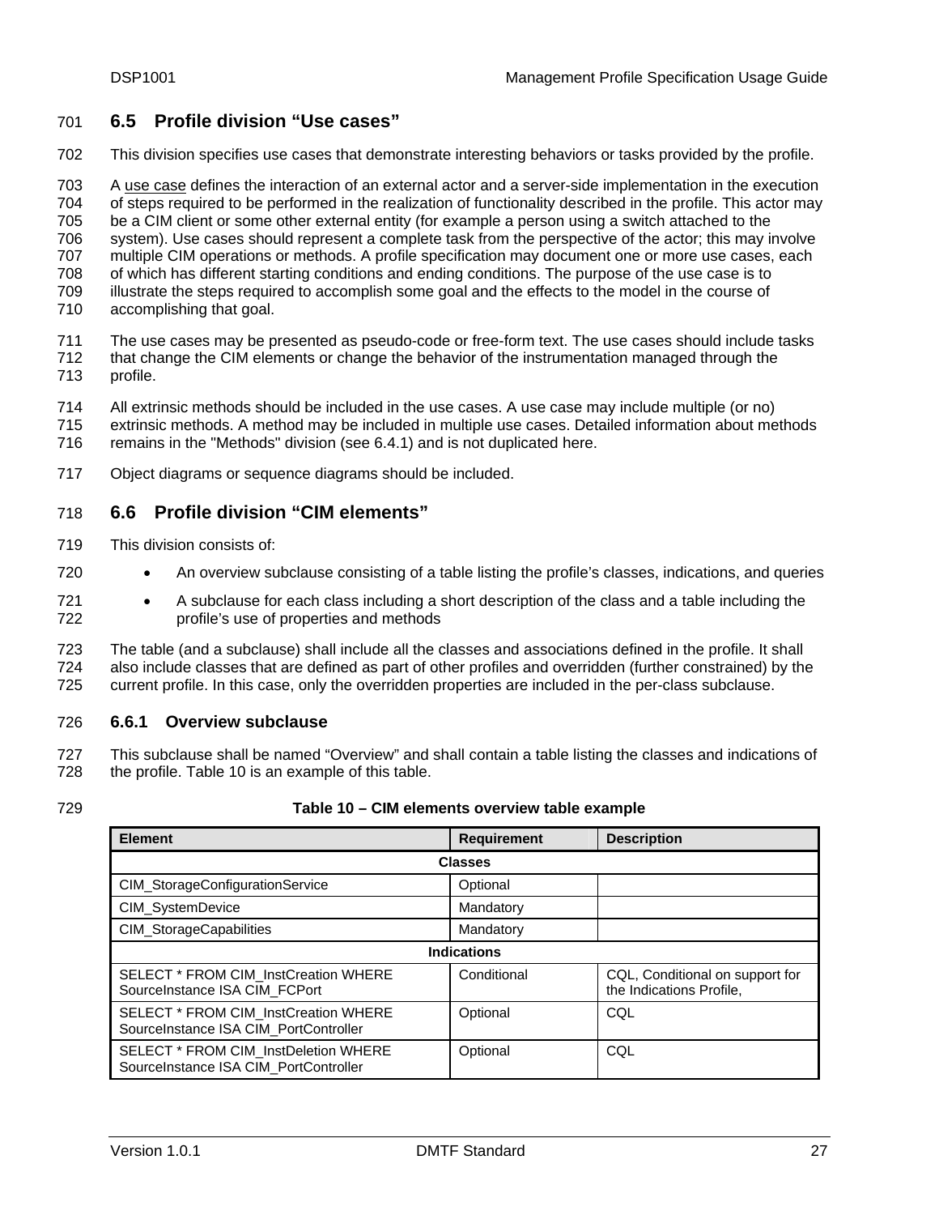## 6.5 Profile division "Use cases"

This division specifies use cases that demonstrate interesting behaviors or tasks provided by the profile.

A use case defines the interaction of an external actor and a server-side implementation in the execution of steps required to be performed in the realization of functionality described in the profile. This actor may be a CIM client or some other external entity (for example a person using a switch attached to the system). Use cases should represent a complete task from the perspective of the actor; this may involve multiple CIM operations or methods. A profile specification may document one or more use cases, each of which has different starting conditions and ending conditions. The purpose of the use case is to illustrate the steps required to accomplish some goal and the effects to the model in the course of accomplishing that goal.

The use cases may be presented as pseudo-code or free-form text. The use cases should include tasks that change the CIM elements or change the behavior of the instrumentation managed through the profile.

All extrinsic methods should be included in the use cases. A use case may include multiple (or no) extrinsic methods. A method may be included in multiple use cases. Detailed information about methods remains in the "Methods" division (see 6.4.1) and is not duplicated here.

Object diagrams or sequence diagrams should be included.

## 6.6 Profile division "CIM elements"

This division consists of:

- An overview subclause consisting of a table listing the profile's classes, indications, and queries
- A subclause for each class including a short description of the class and a table including the profile's use of properties and methods

The table (and a subclause) shall include all the classes and associations defined in the profile. It shall also include classes that are defined as part of other profiles and overridden (further constrained) by the current profile. In this case, only the overridden properties are included in the per-class subclause.

### 6.6.1 Overview subclause

This subclause shall be named "Overview" and shall contain a table listing the classes and indications of the profile. Table 10 is an example of this table.

**Table 10 – CIM elements overview table example**

| Element | Requirement | Description |
|---|---|---|
| **Classes** | | |
| CIM_StorageConfigurationService | Optional | |
| CIM_SystemDevice | Mandatory | |
| CIM_StorageCapabilities | Mandatory | |
| **Indications** | | |
| SELECT * FROM CIM_InstCreation WHERE SourceInstance ISA CIM_FCPort | Conditional | CQL, Conditional on support for the Indications Profile, |
| SELECT * FROM CIM_InstCreation WHERE SourceInstance ISA CIM_PortController | Optional | CQL |
| SELECT * FROM CIM_InstDeletion WHERE SourceInstance ISA CIM_PortController | Optional | CQL |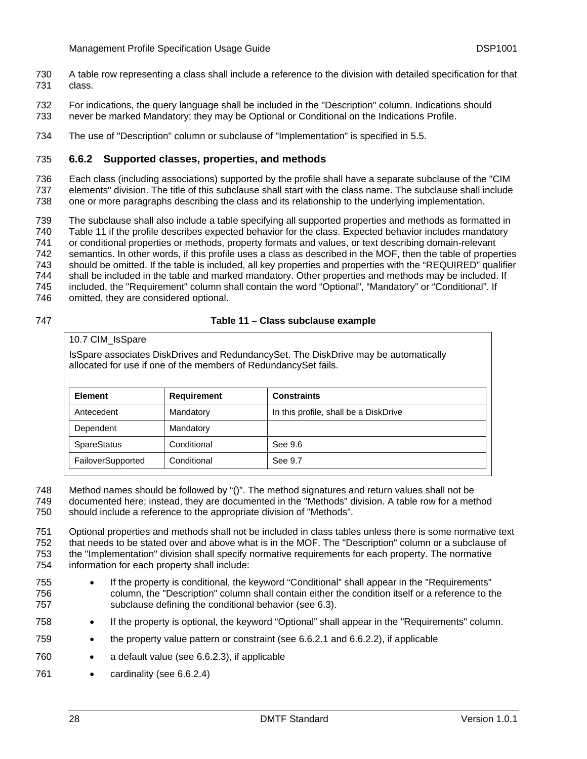A table row representing a class shall include a reference to the division with detailed specification for that class.

For indications, the query language shall be included in the "Description" column. Indications should never be marked Mandatory; they may be Optional or Conditional on the Indications Profile.

The use of "Description" column or subclause of "Implementation" is specified in 5.5.

### 6.6.2 Supported classes, properties, and methods

Each class (including associations) supported by the profile shall have a separate subclause of the "CIM elements" division. The title of this subclause shall start with the class name. The subclause shall include one or more paragraphs describing the class and its relationship to the underlying implementation.

The subclause shall also include a table specifying all supported properties and methods as formatted in Table 11 if the profile describes expected behavior for the class. Expected behavior includes mandatory or conditional properties or methods, property formats and values, or text describing domain-relevant semantics. In other words, if this profile uses a class as described in the MOF, then the table of properties should be omitted. If the table is included, all key properties and properties with the “REQUIRED” qualifier shall be included in the table and marked mandatory. Other properties and methods may be included. If included, the "Requirement" column shall contain the word “Optional”, “Mandatory” or “Conditional”. If omitted, they are considered optional.

**Table 11 – Class subclause example**

10.7 CIM_IsSpare

IsSpare associates DiskDrives and RedundancySet. The DiskDrive may be automatically allocated for use if one of the members of RedundancySet fails.

| Element | Requirement | Constraints |
|---|---|---|
| Antecedent | Mandatory | In this profile, shall be a DiskDrive |
| Dependent | Mandatory | |
| SpareStatus | Conditional | See 9.6 |
| FailoverSupported | Conditional | See 9.7 |

Method names should be followed by “()”. The method signatures and return values shall not be documented here; instead, they are documented in the "Methods" division. A table row for a method should include a reference to the appropriate division of "Methods".

Optional properties and methods shall not be included in class tables unless there is some normative text that needs to be stated over and above what is in the MOF. The "Description" column or a subclause of the "Implementation" division shall specify normative requirements for each property. The normative information for each property shall include:

- If the property is conditional, the keyword “Conditional” shall appear in the "Requirements" column, the "Description" column shall contain either the condition itself or a reference to the subclause defining the conditional behavior (see 6.3).
- If the property is optional, the keyword “Optional” shall appear in the "Requirements" column.
- the property value pattern or constraint (see 6.6.2.1 and 6.6.2.2), if applicable
- a default value (see 6.6.2.3), if applicable
- cardinality (see 6.6.2.4)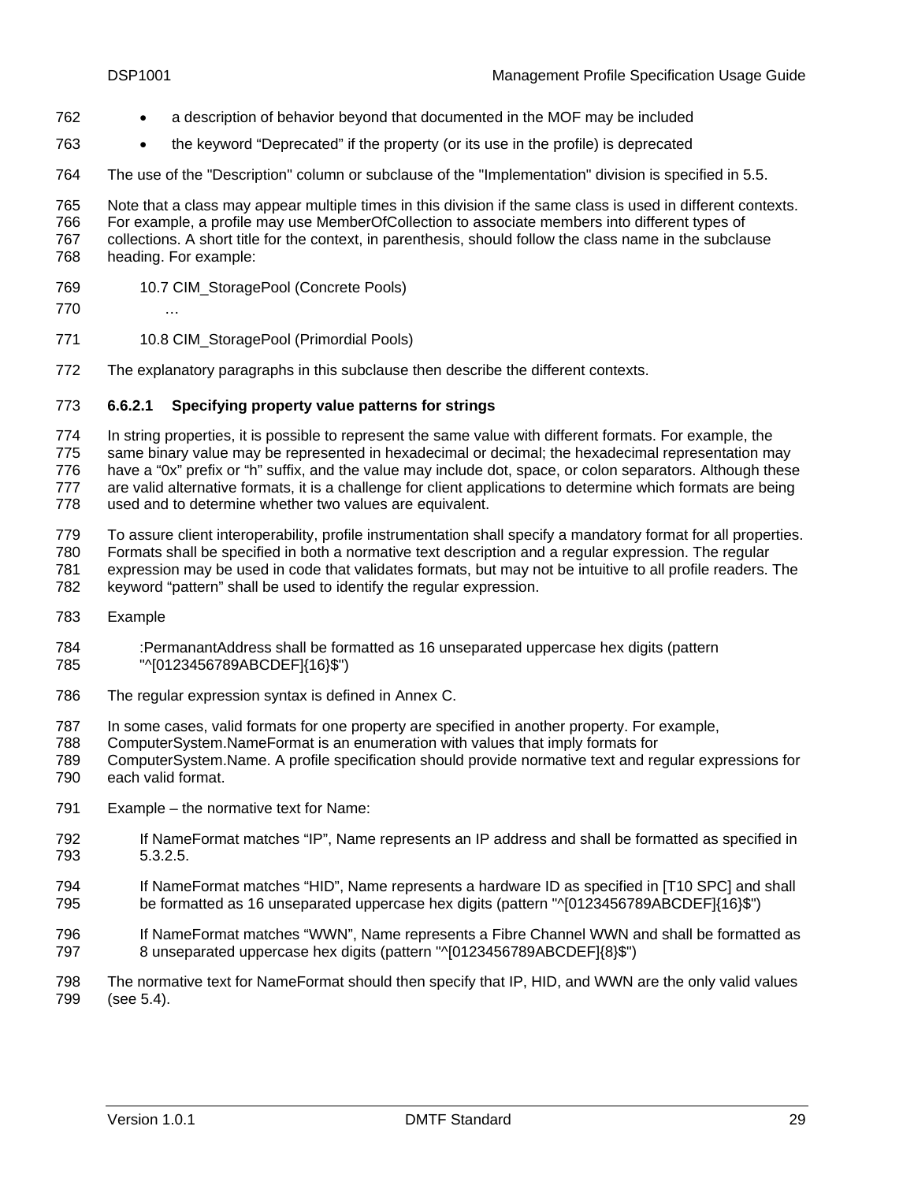- a description of behavior beyond that documented in the MOF may be included
- the keyword “Deprecated” if the property (or its use in the profile) is deprecated

The use of the "Description" column or subclause of the "Implementation" division is specified in 5.5.

Note that a class may appear multiple times in this division if the same class is used in different contexts. For example, a profile may use MemberOfCollection to associate members into different types of collections. A short title for the context, in parenthesis, should follow the class name in the subclause heading. For example:

> 10.7 CIM_StoragePool (Concrete Pools)
>
> …
>
> 10.8 CIM_StoragePool (Primordial Pools)

The explanatory paragraphs in this subclause then describe the different contexts.

#### 6.6.2.1 Specifying property value patterns for strings

In string properties, it is possible to represent the same value with different formats. For example, the same binary value may be represented in hexadecimal or decimal; the hexadecimal representation may have a “0x” prefix or “h” suffix, and the value may include dot, space, or colon separators. Although these are valid alternative formats, it is a challenge for client applications to determine which formats are being used and to determine whether two values are equivalent.

To assure client interoperability, profile instrumentation shall specify a mandatory format for all properties. Formats shall be specified in both a normative text description and a regular expression. The regular expression may be used in code that validates formats, but may not be intuitive to all profile readers. The keyword “pattern” shall be used to identify the regular expression.

Example

> :PermanantAddress shall be formatted as 16 unseparated uppercase hex digits (pattern "^[0123456789ABCDEF]{16}$")

The regular expression syntax is defined in Annex C.

In some cases, valid formats for one property are specified in another property. For example, ComputerSystem.NameFormat is an enumeration with values that imply formats for ComputerSystem.Name. A profile specification should provide normative text and regular expressions for each valid format.

Example – the normative text for Name:

> If NameFormat matches “IP”, Name represents an IP address and shall be formatted as specified in 5.3.2.5.
>
> If NameFormat matches “HID”, Name represents a hardware ID as specified in [T10 SPC] and shall be formatted as 16 unseparated uppercase hex digits (pattern "^[0123456789ABCDEF]{16}$")
>
> If NameFormat matches “WWN”, Name represents a Fibre Channel WWN and shall be formatted as 8 unseparated uppercase hex digits (pattern "^[0123456789ABCDEF]{8}$")

The normative text for NameFormat should then specify that IP, HID, and WWN are the only valid values (see 5.4).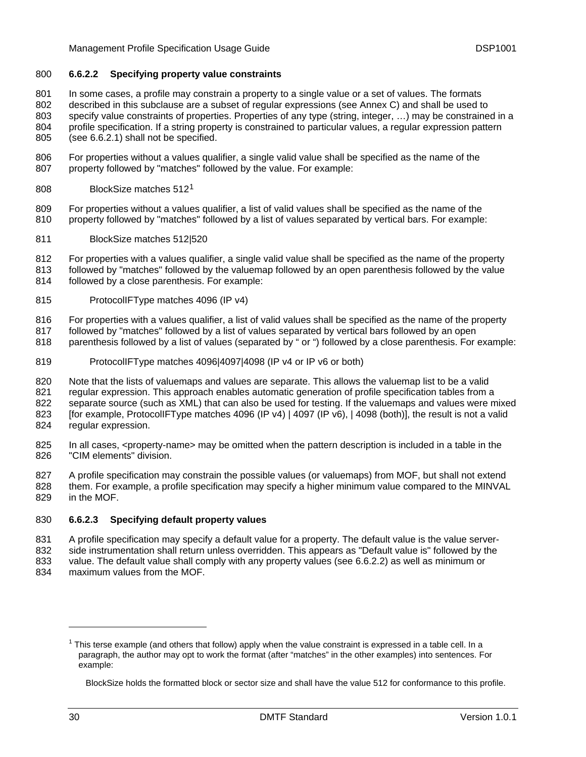#### 6.6.2.2 Specifying property value constraints

In some cases, a profile may constrain a property to a single value or a set of values. The formats described in this subclause are a subset of regular expressions (see Annex C) and shall be used to specify value constraints of properties. Properties of any type (string, integer, …) may be constrained in a profile specification. If a string property is constrained to particular values, a regular expression pattern (see 6.6.2.1) shall not be specified.

For properties without a values qualifier, a single valid value shall be specified as the name of the property followed by "matches" followed by the value. For example:

BlockSize matches 512[1]

For properties without a values qualifier, a list of valid values shall be specified as the name of the property followed by "matches" followed by a list of values separated by vertical bars. For example:

BlockSize matches 512|520

For properties with a values qualifier, a single valid value shall be specified as the name of the property followed by "matches" followed by the valuemap followed by an open parenthesis followed by the value followed by a close parenthesis. For example:

ProtocolIFType matches 4096 (IP v4)

For properties with a values qualifier, a list of valid values shall be specified as the name of the property followed by "matches" followed by a list of values separated by vertical bars followed by an open parenthesis followed by a list of values (separated by " or ") followed by a close parenthesis. For example:

ProtocolIFType matches 4096|4097|4098 (IP v4 or IP v6 or both)

Note that the lists of valuemaps and values are separate. This allows the valuemap list to be a valid regular expression. This approach enables automatic generation of profile specification tables from a separate source (such as XML) that can also be used for testing. If the valuemaps and values were mixed [for example, ProtocolIFType matches 4096 (IP v4) | 4097 (IP v6), | 4098 (both)], the result is not a valid regular expression.

In all cases, <property-name> may be omitted when the pattern description is included in a table in the "CIM elements" division.

A profile specification may constrain the possible values (or valuemaps) from MOF, but shall not extend them. For example, a profile specification may specify a higher minimum value compared to the MINVAL in the MOF.

#### 6.6.2.3 Specifying default property values

A profile specification may specify a default value for a property. The default value is the value server-side instrumentation shall return unless overridden. This appears as "Default value is" followed by the value. The default value shall comply with any property values (see 6.6.2.2) as well as minimum or maximum values from the MOF.

---

[1] This terse example (and others that follow) apply when the value constraint is expressed in a table cell. In a paragraph, the author may opt to work the format (after "matches" in the other examples) into sentences. For example:

BlockSize holds the formatted block or sector size and shall have the value 512 for conformance to this profile.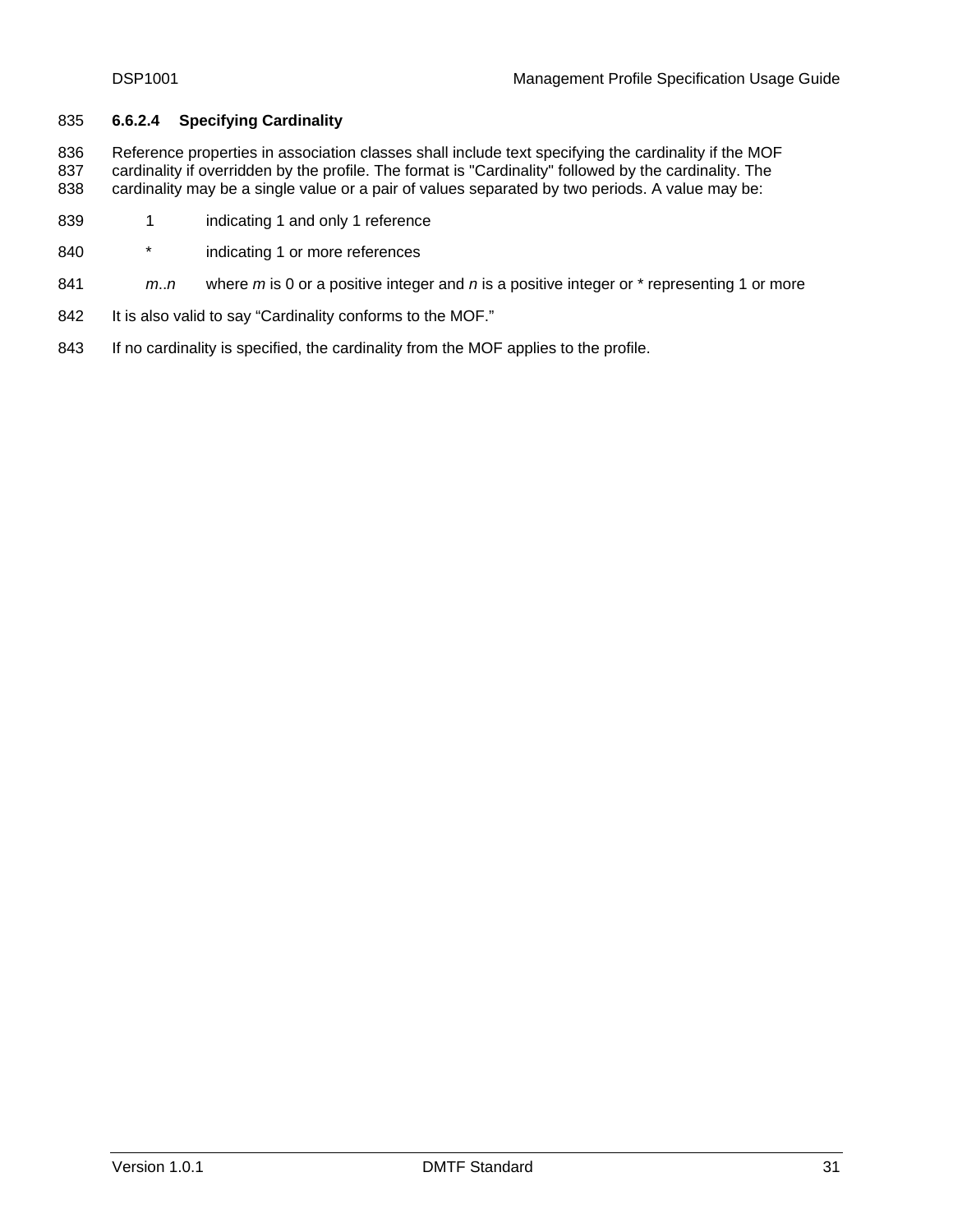#### 6.6.2.4 Specifying Cardinality

Reference properties in association classes shall include text specifying the cardinality if the MOF cardinality if overridden by the profile. The format is "Cardinality" followed by the cardinality. The cardinality may be a single value or a pair of values separated by two periods. A value may be:

- 1 indicating 1 and only 1 reference
- * indicating 1 or more references
- *m..n* where *m* is 0 or a positive integer and *n* is a positive integer or * representing 1 or more

It is also valid to say “Cardinality conforms to the MOF.”

If no cardinality is specified, the cardinality from the MOF applies to the profile.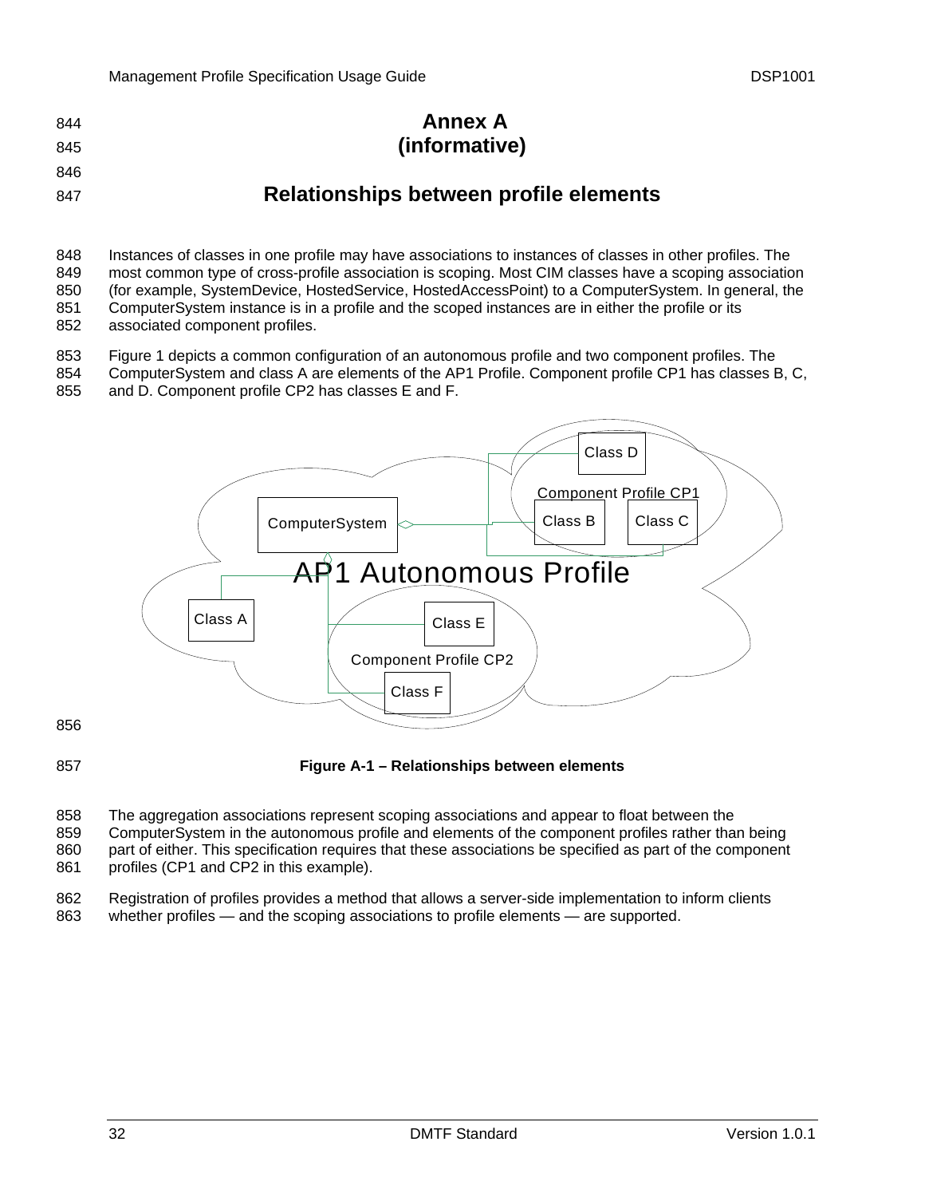# Annex A
(informative)

## Relationships between profile elements

Instances of classes in one profile may have associations to instances of classes in other profiles. The most common type of cross-profile association is scoping. Most CIM classes have a scoping association (for example, SystemDevice, HostedService, HostedAccessPoint) to a ComputerSystem. In general, the ComputerSystem instance is in a profile and the scoped instances are in either the profile or its associated component profiles.

Figure 1 depicts a common configuration of an autonomous profile and two component profiles. The ComputerSystem and class A are elements of the AP1 Profile. Component profile CP1 has classes B, C, and D. Component profile CP2 has classes E and F.

**Figure A-1 – Relationships between elements**

The aggregation associations represent scoping associations and appear to float between the ComputerSystem in the autonomous profile and elements of the component profiles rather than being part of either. This specification requires that these associations be specified as part of the component profiles (CP1 and CP2 in this example).

Registration of profiles provides a method that allows a server-side implementation to inform clients whether profiles — and the scoping associations to profile elements — are supported.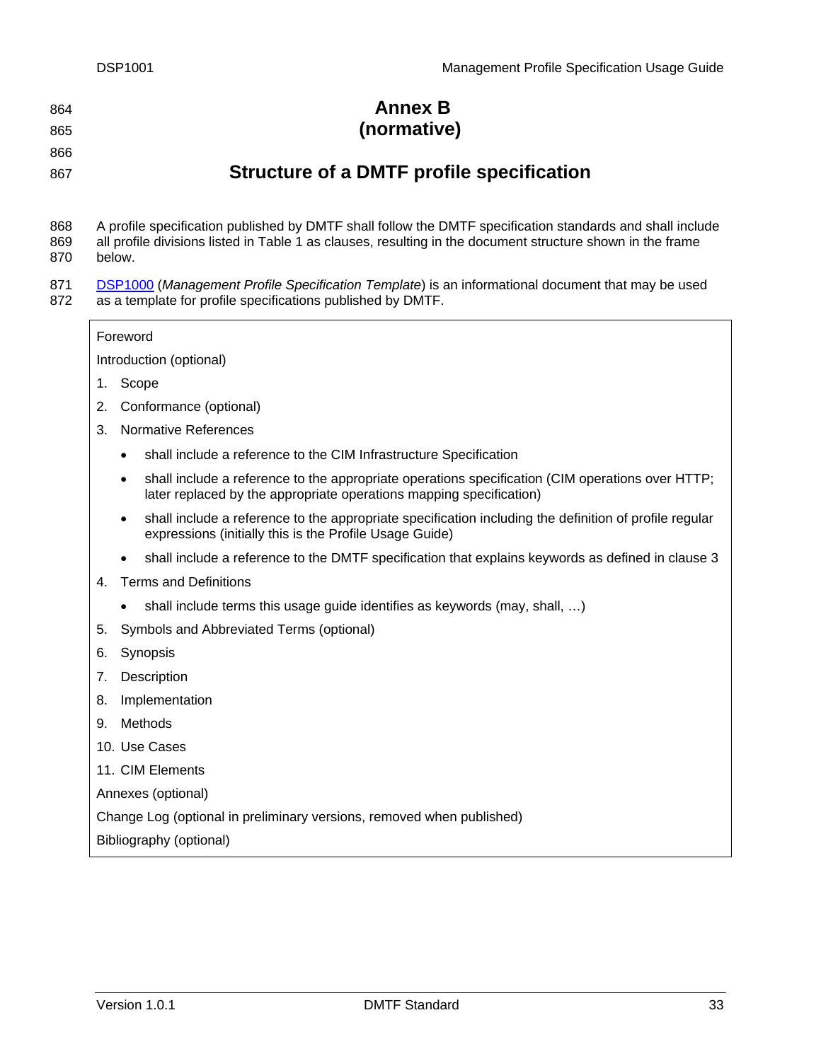# Annex B
(normative)

# Structure of a DMTF profile specification

A profile specification published by DMTF shall follow the DMTF specification standards and shall include all profile divisions listed in Table 1 as clauses, resulting in the document structure shown in the frame below.

DSP1000 (*Management Profile Specification Template*) is an informational document that may be used as a template for profile specifications published by DMTF.

Foreword

Introduction (optional)

1. Scope
2. Conformance (optional)
3. Normative References
   - shall include a reference to the CIM Infrastructure Specification
   - shall include a reference to the appropriate operations specification (CIM operations over HTTP; later replaced by the appropriate operations mapping specification)
   - shall include a reference to the appropriate specification including the definition of profile regular expressions (initially this is the Profile Usage Guide)
   - shall include a reference to the DMTF specification that explains keywords as defined in clause 3
4. Terms and Definitions
   - shall include terms this usage guide identifies as keywords (may, shall, …)
5. Symbols and Abbreviated Terms (optional)
6. Synopsis
7. Description
8. Implementation
9. Methods
10. Use Cases
11. CIM Elements

Annexes (optional)

Change Log (optional in preliminary versions, removed when published)

Bibliography (optional)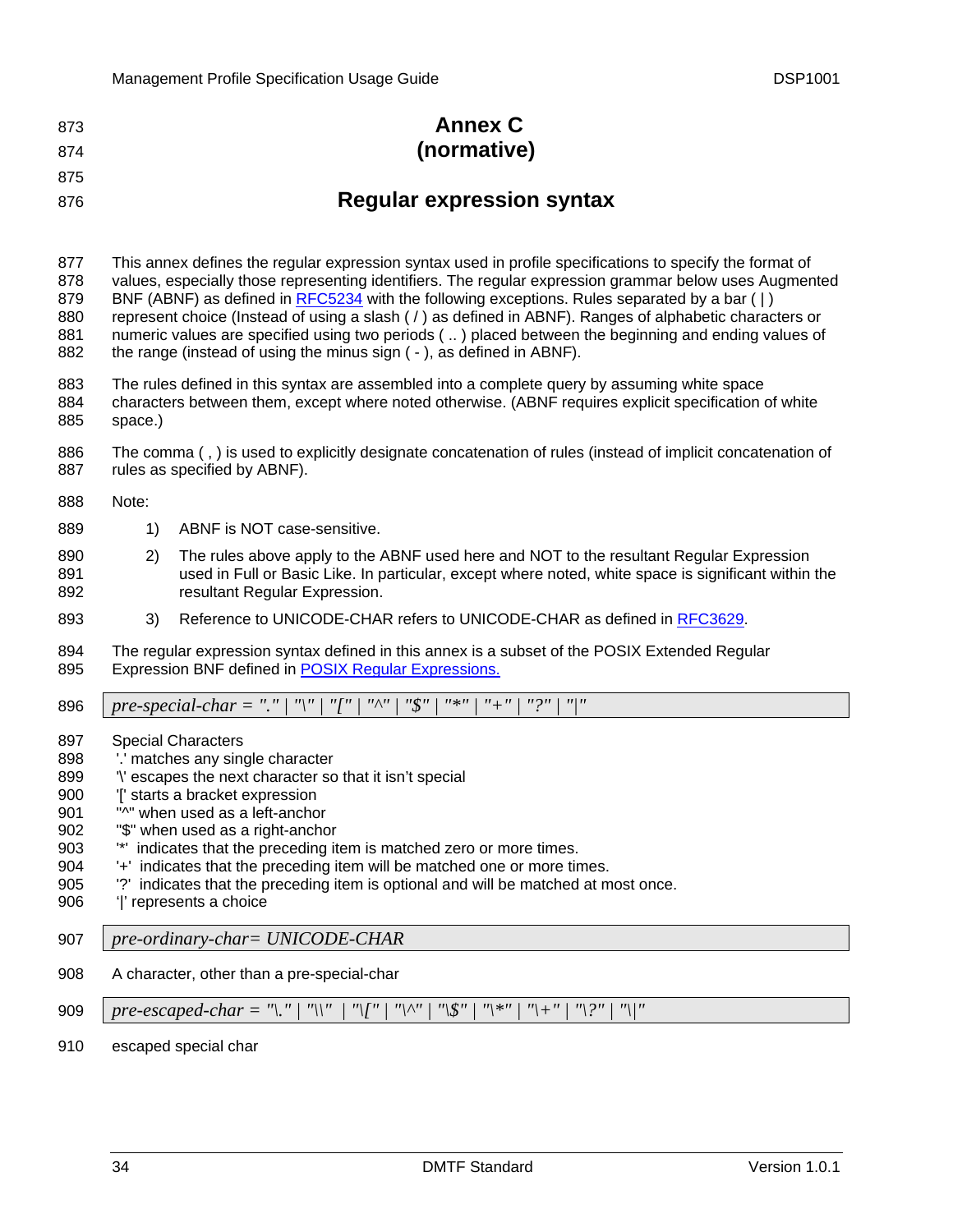# Annex C
# (normative)

## Regular expression syntax

This annex defines the regular expression syntax used in profile specifications to specify the format of values, especially those representing identifiers. The regular expression grammar below uses Augmented BNF (ABNF) as defined in RFC5234 with the following exceptions. Rules separated by a bar ( | ) represent choice (Instead of using a slash ( / ) as defined in ABNF). Ranges of alphabetic characters or numeric values are specified using two periods ( .. ) placed between the beginning and ending values of the range (instead of using the minus sign ( - ), as defined in ABNF).

The rules defined in this syntax are assembled into a complete query by assuming white space characters between them, except where noted otherwise. (ABNF requires explicit specification of white space.)

The comma ( , ) is used to explicitly designate concatenation of rules (instead of implicit concatenation of rules as specified by ABNF).

Note:

1) ABNF is NOT case-sensitive.

2) The rules above apply to the ABNF used here and NOT to the resultant Regular Expression used in Full or Basic Like. In particular, except where noted, white space is significant within the resultant Regular Expression.

3) Reference to UNICODE-CHAR refers to UNICODE-CHAR as defined in RFC3629.

The regular expression syntax defined in this annex is a subset of the POSIX Extended Regular Expression BNF defined in POSIX Regular Expressions.

```
pre-special-char = "." | "\" | "[" | "^" | "$" | "*" | "+" | "?" | "|"
```

Special Characters
'.' matches any single character
'\' escapes the next character so that it isn't special
'[' starts a bracket expression
"^" when used as a left-anchor
"$" when used as a right-anchor
'*' indicates that the preceding item is matched zero or more times.
'+' indicates that the preceding item will be matched one or more times.
'?' indicates that the preceding item is optional and will be matched at most once.
'|' represents a choice

```
pre-ordinary-char= UNICODE-CHAR
```

A character, other than a pre-special-char

```
pre-escaped-char = "\." | "\\" | "\[" | "\^" | "\$" | "\*" | "\+" | "\?" | "\|"
```

escaped special char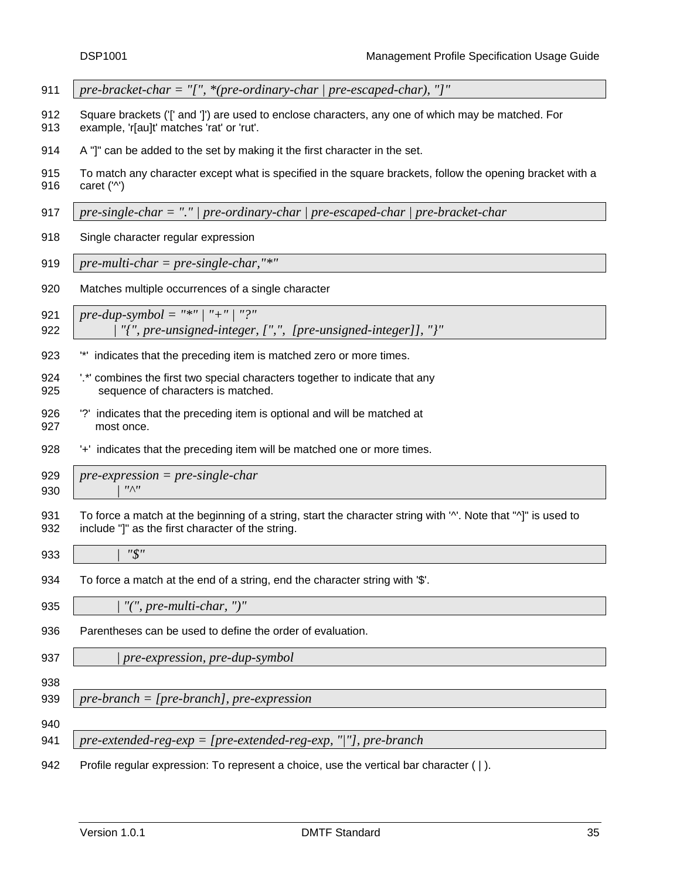```
pre-bracket-char = "[", *(pre-ordinary-char | pre-escaped-char), "]"
```

Square brackets ('[' and ']') are used to enclose characters, any one of which may be matched. For example, 'r[au]t' matches 'rat' or 'rut'.

A "]" can be added to the set by making it the first character in the set.

To match any character except what is specified in the square brackets, follow the opening bracket with a caret ('^')

```
pre-single-char = "." | pre-ordinary-char | pre-escaped-char | pre-bracket-char
```

Single character regular expression

```
pre-multi-char = pre-single-char,"*"
```

Matches multiple occurrences of a single character

```
pre-dup-symbol = "*" | "+" | "?"
        | "{", pre-unsigned-integer, [",",  [pre-unsigned-integer]], "}"
```

'*'  indicates that the preceding item is matched zero or more times.

'.*' combines the first two special characters together to indicate that any sequence of characters is matched.

'?'  indicates that the preceding item is optional and will be matched at most once.

'+'  indicates that the preceding item will be matched one or more times.

```
pre-expression = pre-single-char
        | "^"
```

To force a match at the beginning of a string, start the character string with '^'. Note that "^]" is used to include "]" as the first character of the string.

```
        |  "$"
```

To force a match at the end of a string, end the character string with '$'.

```
        | "(", pre-multi-char, ")"
```

Parentheses can be used to define the order of evaluation.

```
        | pre-expression, pre-dup-symbol
```

```
pre-branch = [pre-branch], pre-expression
```

```
pre-extended-reg-exp = [pre-extended-reg-exp, "|"], pre-branch
```

Profile regular expression: To represent a choice, use the vertical bar character ( | ).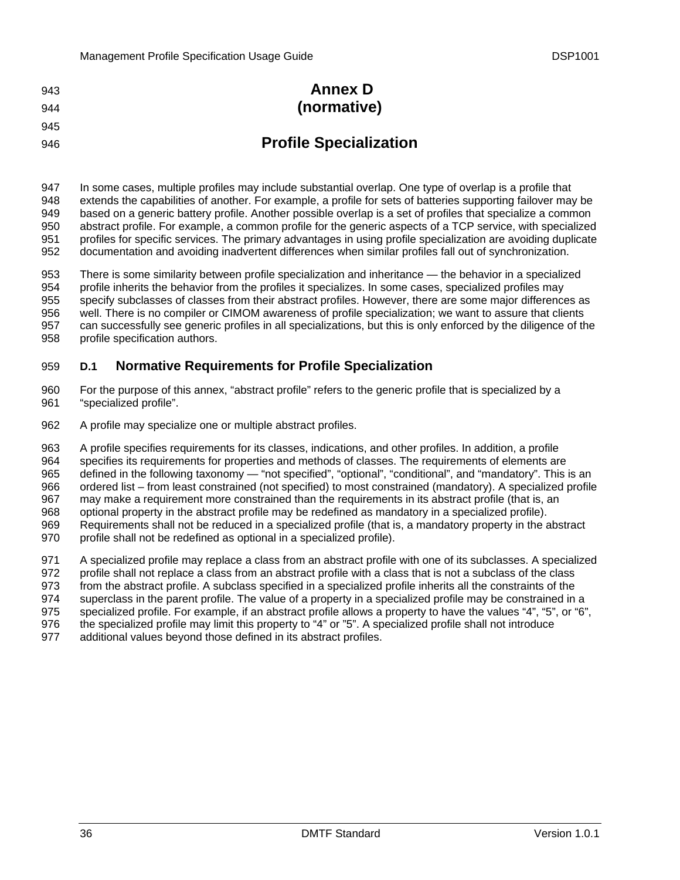# Annex D
# (normative)

# Profile Specialization

In some cases, multiple profiles may include substantial overlap. One type of overlap is a profile that extends the capabilities of another. For example, a profile for sets of batteries supporting failover may be based on a generic battery profile. Another possible overlap is a set of profiles that specialize a common abstract profile. For example, a common profile for the generic aspects of a TCP service, with specialized profiles for specific services. The primary advantages in using profile specialization are avoiding duplicate documentation and avoiding inadvertent differences when similar profiles fall out of synchronization.

There is some similarity between profile specialization and inheritance — the behavior in a specialized profile inherits the behavior from the profiles it specializes. In some cases, specialized profiles may specify subclasses of classes from their abstract profiles. However, there are some major differences as well. There is no compiler or CIMOM awareness of profile specialization; we want to assure that clients can successfully see generic profiles in all specializations, but this is only enforced by the diligence of the profile specification authors.

## D.1 Normative Requirements for Profile Specialization

For the purpose of this annex, “abstract profile” refers to the generic profile that is specialized by a “specialized profile”.

A profile may specialize one or multiple abstract profiles.

A profile specifies requirements for its classes, indications, and other profiles. In addition, a profile specifies its requirements for properties and methods of classes. The requirements of elements are defined in the following taxonomy — “not specified”, “optional”, “conditional”, and “mandatory”. This is an ordered list – from least constrained (not specified) to most constrained (mandatory). A specialized profile may make a requirement more constrained than the requirements in its abstract profile (that is, an optional property in the abstract profile may be redefined as mandatory in a specialized profile). Requirements shall not be reduced in a specialized profile (that is, a mandatory property in the abstract profile shall not be redefined as optional in a specialized profile).

A specialized profile may replace a class from an abstract profile with one of its subclasses. A specialized profile shall not replace a class from an abstract profile with a class that is not a subclass of the class from the abstract profile. A subclass specified in a specialized profile inherits all the constraints of the superclass in the parent profile. The value of a property in a specialized profile may be constrained in a specialized profile. For example, if an abstract profile allows a property to have the values “4”, “5”, or “6”, the specialized profile may limit this property to “4” or ”5”. A specialized profile shall not introduce additional values beyond those defined in its abstract profiles.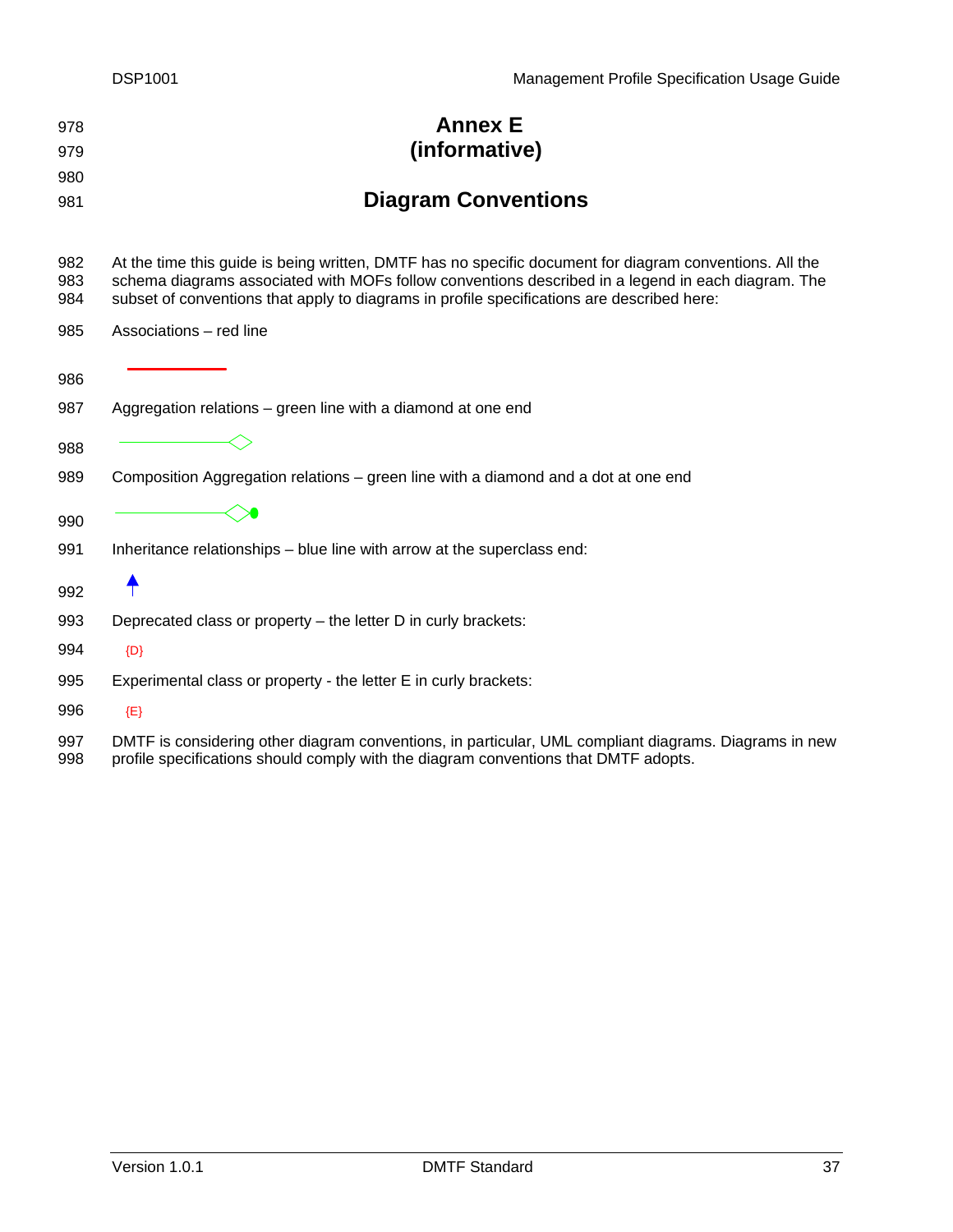# Annex E
(informative)

# Diagram Conventions

At the time this guide is being written, DMTF has no specific document for diagram conventions. All the schema diagrams associated with MOFs follow conventions described in a legend in each diagram. The subset of conventions that apply to diagrams in profile specifications are described here:

Associations – red line

Aggregation relations – green line with a diamond at one end

Composition Aggregation relations – green line with a diamond and a dot at one end

Inheritance relationships – blue line with arrow at the superclass end:

Deprecated class or property – the letter D in curly brackets:

{D}

Experimental class or property - the letter E in curly brackets:

{E}

DMTF is considering other diagram conventions, in particular, UML compliant diagrams. Diagrams in new profile specifications should comply with the diagram conventions that DMTF adopts.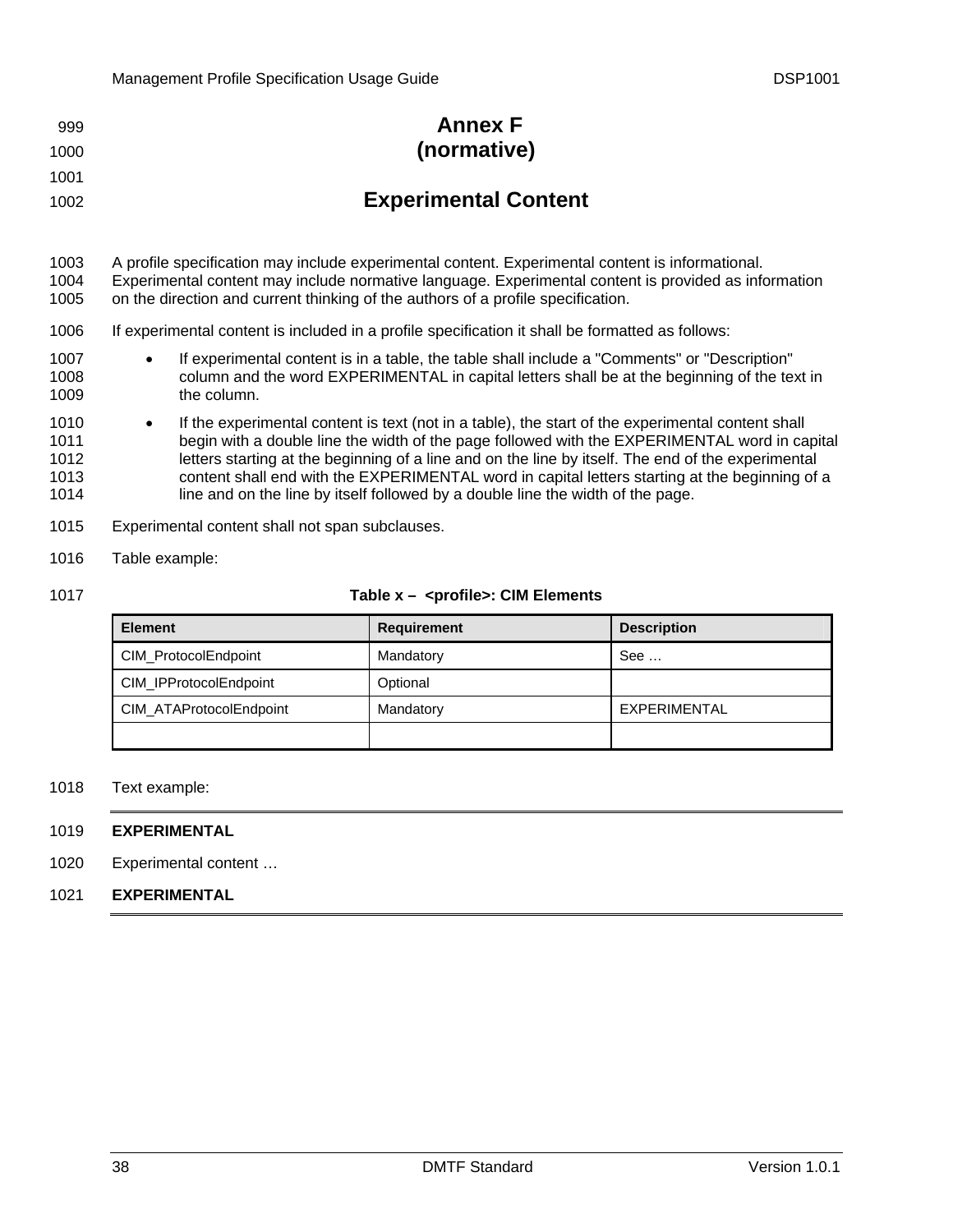# Annex F
# (normative)

# Experimental Content

A profile specification may include experimental content. Experimental content is informational. Experimental content may include normative language. Experimental content is provided as information on the direction and current thinking of the authors of a profile specification.

If experimental content is included in a profile specification it shall be formatted as follows:

- If experimental content is in a table, the table shall include a "Comments" or "Description" column and the word EXPERIMENTAL in capital letters shall be at the beginning of the text in the column.
- If the experimental content is text (not in a table), the start of the experimental content shall begin with a double line the width of the page followed with the EXPERIMENTAL word in capital letters starting at the beginning of a line and on the line by itself. The end of the experimental content shall end with the EXPERIMENTAL word in capital letters starting at the beginning of a line and on the line by itself followed by a double line the width of the page.

Experimental content shall not span subclauses.

Table example:

**Table x – <profile>: CIM Elements**

| Element | Requirement | Description |
|---|---|---|
| CIM_ProtocolEndpoint | Mandatory | See … |
| CIM_IPProtocolEndpoint | Optional | |
| CIM_ATAProtocolEndpoint | Mandatory | EXPERIMENTAL |
| | | |

Text example:

---

**EXPERIMENTAL**

Experimental content …

**EXPERIMENTAL**

---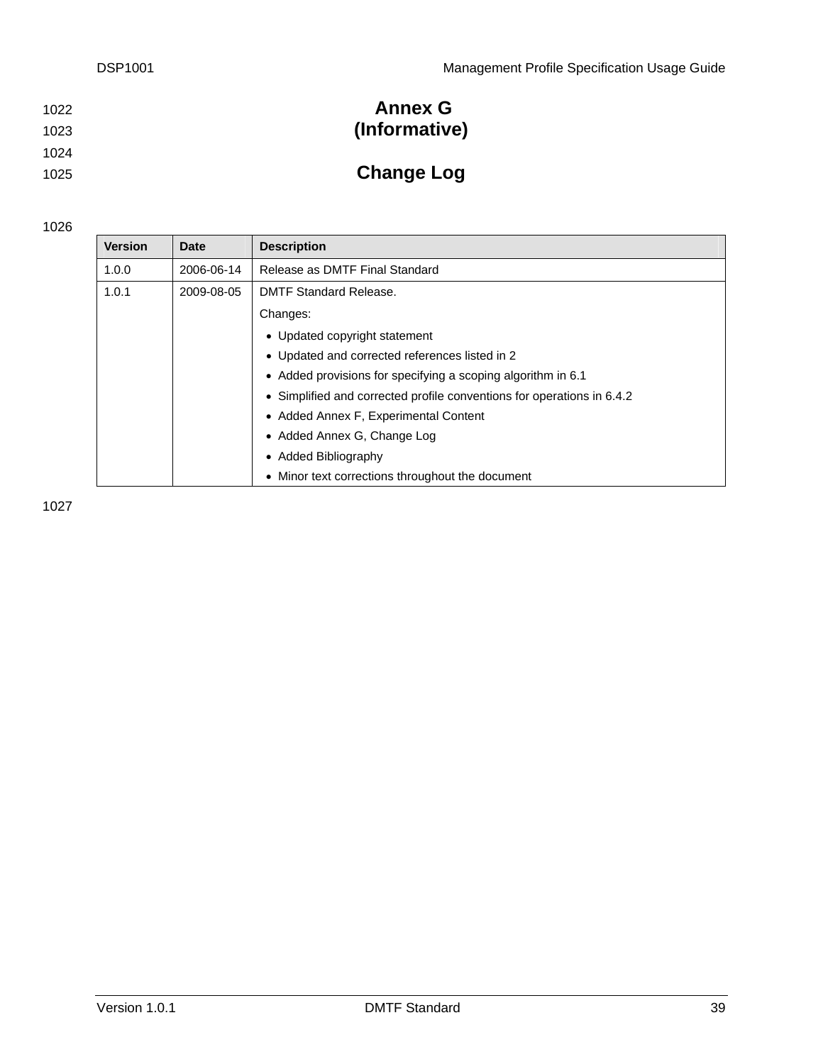# Annex G
# (Informative)

# Change Log

| Version | Date | Description |
|---|---|---|
| 1.0.0 | 2006-06-14 | Release as DMTF Final Standard |
| 1.0.1 | 2009-08-05 | DMTF Standard Release.<br>Changes:<br>• Updated copyright statement<br>• Updated and corrected references listed in 2<br>• Added provisions for specifying a scoping algorithm in 6.1<br>• Simplified and corrected profile conventions for operations in 6.4.2<br>• Added Annex F, Experimental Content<br>• Added Annex G, Change Log<br>• Added Bibliography<br>• Minor text corrections throughout the document |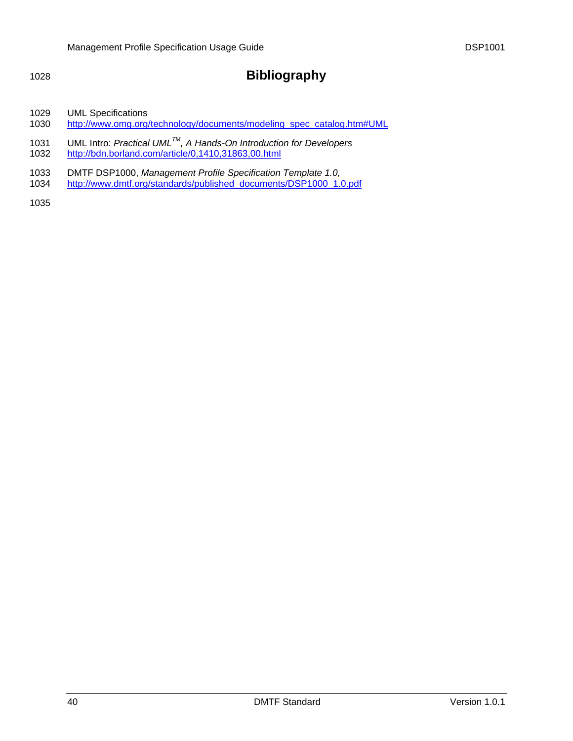# Bibliography

UML Specifications
http://www.omg.org/technology/documents/modeling_spec_catalog.htm#UML

UML Intro: *Practical UML™, A Hands-On Introduction for Developers*
http://bdn.borland.com/article/0,1410,31863,00.html

DMTF DSP1000, *Management Profile Specification Template 1.0,*
http://www.dmtf.org/standards/published_documents/DSP1000_1.0.pdf